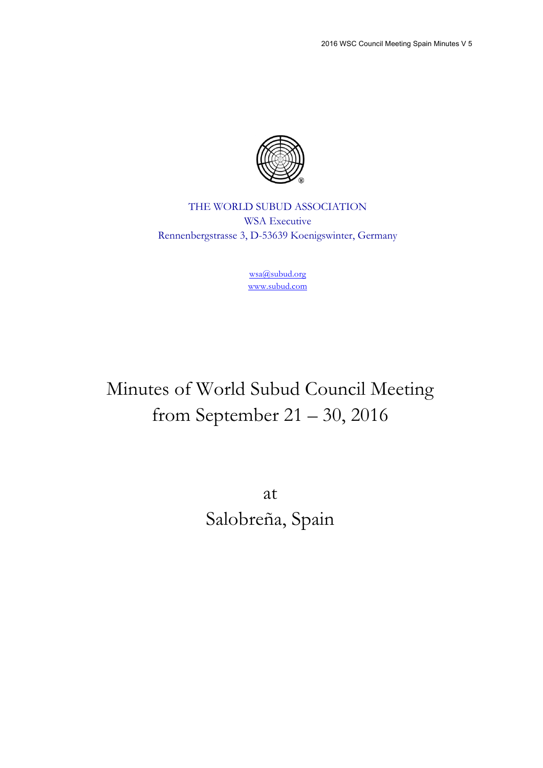THE WORLD SUBUD ASSOCIATION
WSA Executive
Rennenbergstrasse 3, D-53639 Koenigswinter, Germany

wsa@subud.org
www.subud.com

# Minutes of World Subud Council Meeting from September 21 – 30, 2016

at
Salobreña, Spain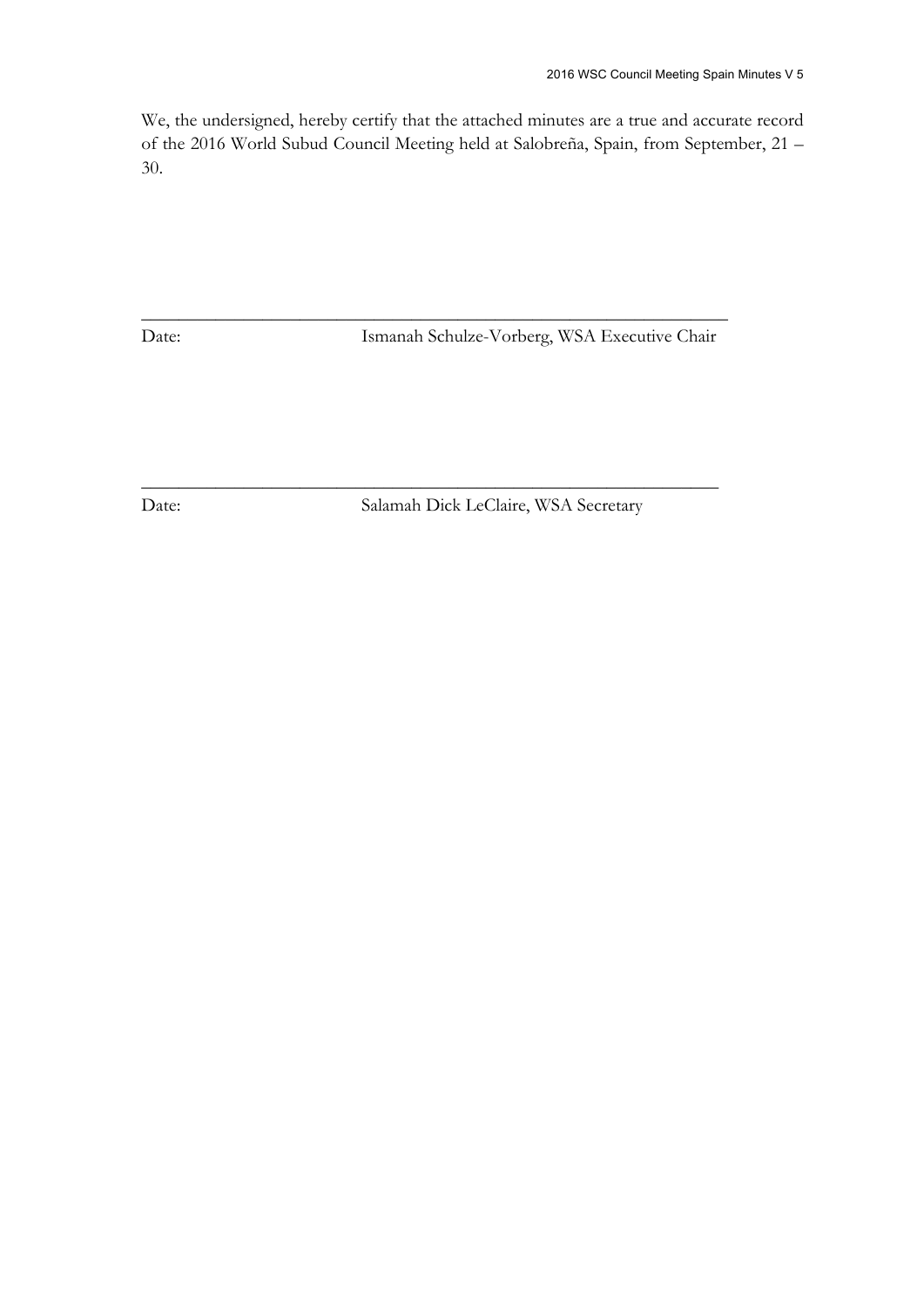We, the undersigned, hereby certify that the attached minutes are a true and accurate record of the 2016 World Subud Council Meeting held at Salobreña, Spain, from September, 21 – 30.

\_\_\_\_\_\_\_\_\_\_\_\_\_\_\_\_\_\_\_\_\_\_\_\_\_\_\_\_\_\_\_\_\_\_\_\_\_\_\_\_\_\_\_\_\_\_\_\_\_\_\_\_\_\_\_\_\_\_\_\_\_\_

Date: Ismanah Schulze-Vorberg, WSA Executive Chair

\_\_\_\_\_\_\_\_\_\_\_\_\_\_\_\_\_\_\_\_\_\_\_\_\_\_\_\_\_\_\_\_\_\_\_\_\_\_\_\_\_\_\_\_\_\_\_\_\_\_\_\_\_\_\_\_\_\_\_\_\_\_

Date: Salamah Dick LeClaire, WSA Secretary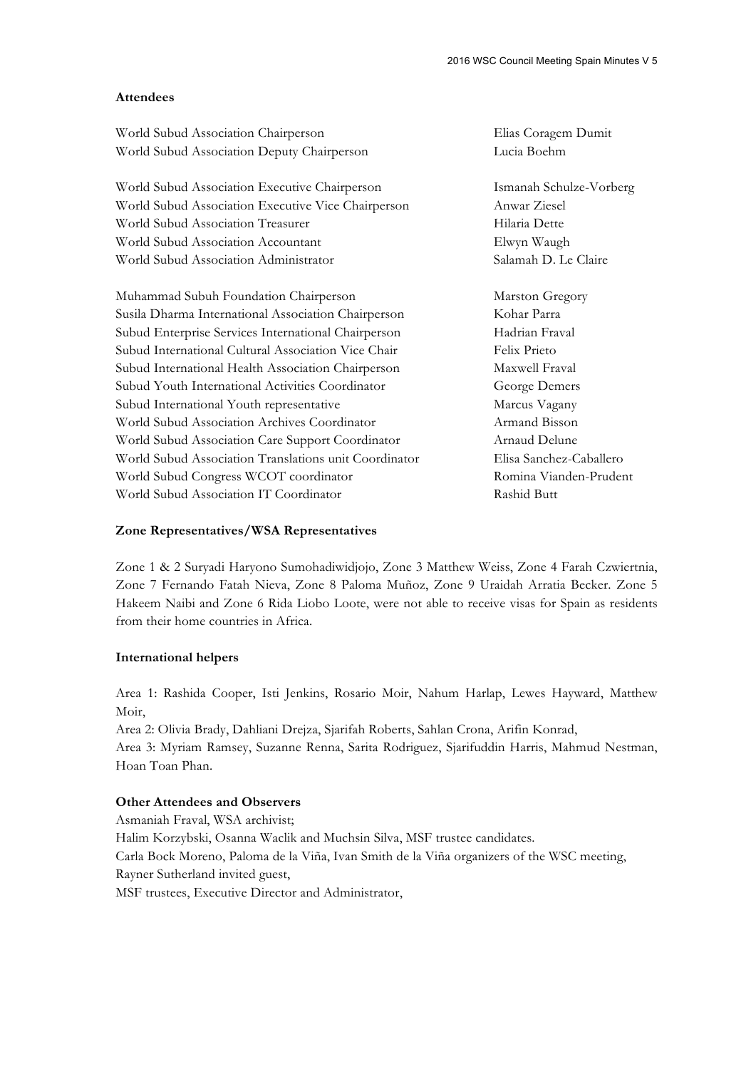**Attendees**

| | |
|---|---|
| World Subud Association Chairperson | Elias Coragem Dumit |
| World Subud Association Deputy Chairperson | Lucia Boehm |
| World Subud Association Executive Chairperson | Ismanah Schulze-Vorberg |
| World Subud Association Executive Vice Chairperson | Anwar Ziesel |
| World Subud Association Treasurer | Hilaria Dette |
| World Subud Association Accountant | Elwyn Waugh |
| World Subud Association Administrator | Salamah D. Le Claire |
| Muhammad Subuh Foundation Chairperson | Marston Gregory |
| Susila Dharma International Association Chairperson | Kohar Parra |
| Subud Enterprise Services International Chairperson | Hadrian Fraval |
| Subud International Cultural Association Vice Chair | Felix Prieto |
| Subud International Health Association Chairperson | Maxwell Fraval |
| Subud Youth International Activities Coordinator | George Demers |
| Subud International Youth representative | Marcus Vagany |
| World Subud Association Archives Coordinator | Armand Bisson |
| World Subud Association Care Support Coordinator | Arnaud Delune |
| World Subud Association Translations unit Coordinator | Elisa Sanchez-Caballero |
| World Subud Congress WCOT coordinator | Romina Vianden-Prudent |
| World Subud Association IT Coordinator | Rashid Butt |

**Zone Representatives/WSA Representatives**

Zone 1 & 2 Suryadi Haryono Sumohadiwidjojo, Zone 3 Matthew Weiss, Zone 4 Farah Czwiertnia, Zone 7 Fernando Fatah Nieva, Zone 8 Paloma Muñoz, Zone 9 Uraidah Arratia Becker. Zone 5 Hakeem Naibi and Zone 6 Rida Liobo Loote, were not able to receive visas for Spain as residents from their home countries in Africa.

**International helpers**

Area 1: Rashida Cooper, Isti Jenkins, Rosario Moir, Nahum Harlap, Lewes Hayward, Matthew Moir,
Area 2: Olivia Brady, Dahliani Drejza, Sjarifah Roberts, Sahlan Crona, Arifin Konrad,
Area 3: Myriam Ramsey, Suzanne Renna, Sarita Rodriguez, Sjarifuddin Harris, Mahmud Nestman, Hoan Toan Phan.

**Other Attendees and Observers**

Asmaniah Fraval, WSA archivist;
Halim Korzybski, Osanna Waclik and Muchsin Silva, MSF trustee candidates.
Carla Bock Moreno, Paloma de la Viña, Ivan Smith de la Viña organizers of the WSC meeting,
Rayner Sutherland invited guest,
MSF trustees, Executive Director and Administrator,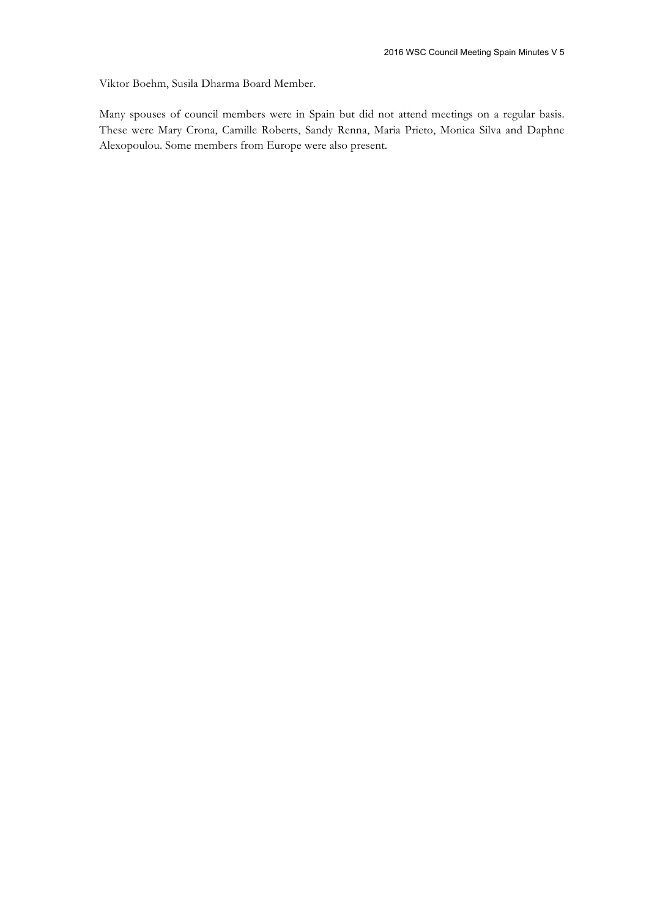Viktor Boehm, Susila Dharma Board Member.

Many spouses of council members were in Spain but did not attend meetings on a regular basis. These were Mary Crona, Camille Roberts, Sandy Renna, Maria Prieto, Monica Silva and Daphne Alexopoulou. Some members from Europe were also present.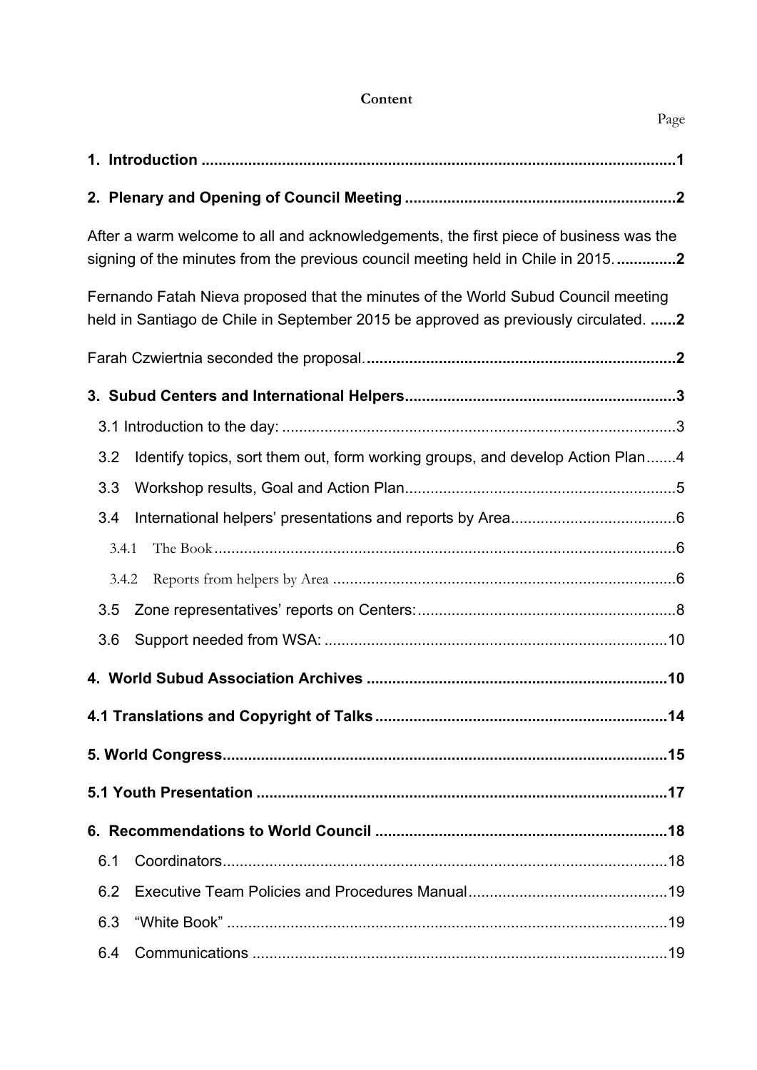**Content**

Page

**1. Introduction** ..... **1**

**2. Plenary and Opening of Council Meeting** ..... **2**

After a warm welcome to all and acknowledgements, the first piece of business was the signing of the minutes from the previous council meeting held in Chile in 2015. ..... **2**

Fernando Fatah Nieva proposed that the minutes of the World Subud Council meeting held in Santiago de Chile in September 2015 be approved as previously circulated. ..... **2**

Farah Czwiertnia seconded the proposal. ..... **2**

**3. Subud Centers and International Helpers** ..... **3**

- 3.1 Introduction to the day: ..... 3
- 3.2 Identify topics, sort them out, form working groups, and develop Action Plan ..... 4
- 3.3 Workshop results, Goal and Action Plan ..... 5
- 3.4 International helpers' presentations and reports by Area ..... 6
  - 3.4.1 The Book ..... 6
  - 3.4.2 Reports from helpers by Area ..... 6
- 3.5 Zone representatives' reports on Centers: ..... 8
- 3.6 Support needed from WSA: ..... 10

**4. World Subud Association Archives** ..... **10**

**4.1 Translations and Copyright of Talks** ..... **14**

**5. World Congress** ..... **15**

**5.1 Youth Presentation** ..... **17**

**6. Recommendations to World Council** ..... **18**

- 6.1 Coordinators ..... 18
- 6.2 Executive Team Policies and Procedures Manual ..... 19
- 6.3 "White Book" ..... 19
- 6.4 Communications ..... 19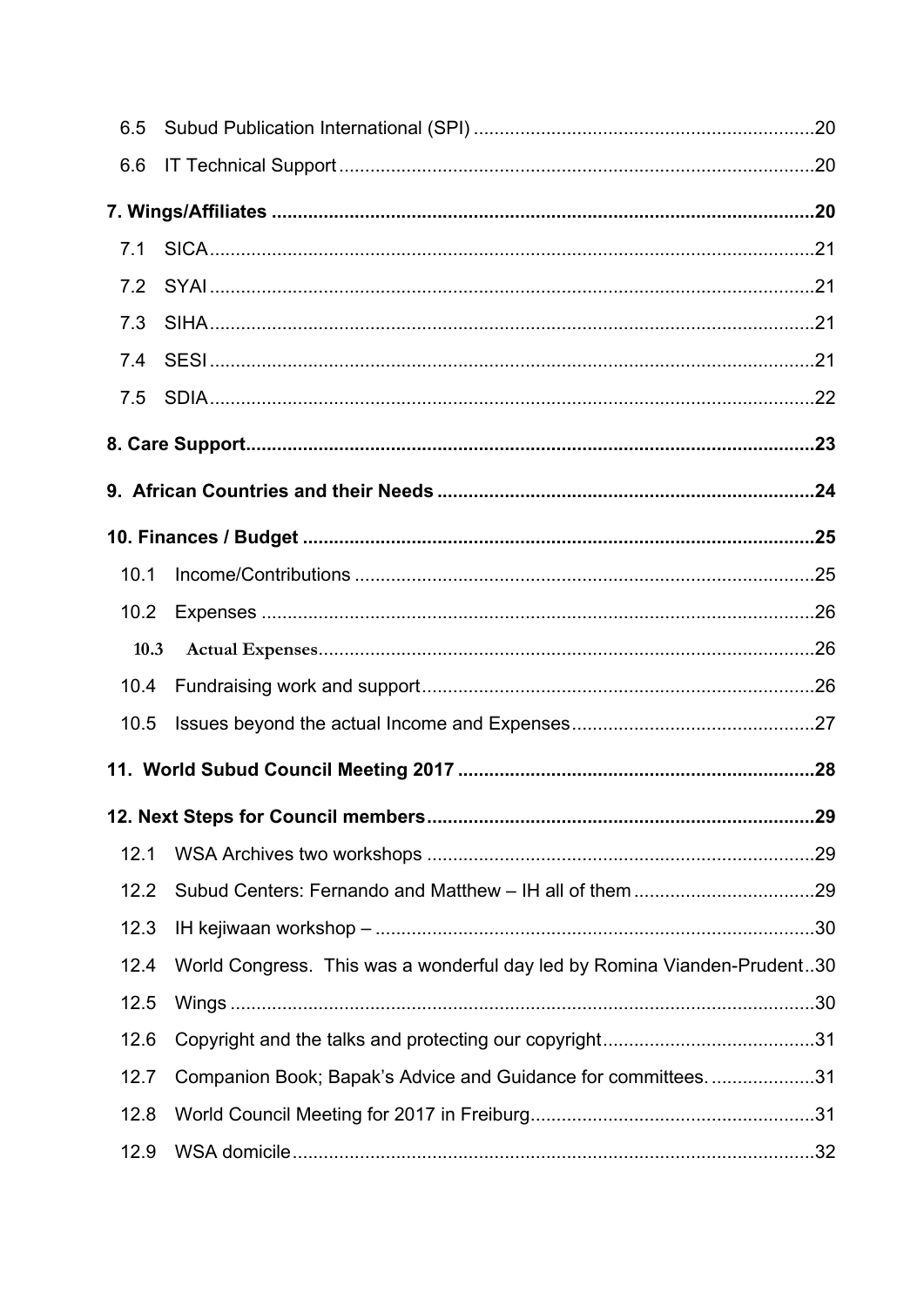6.5 Subud Publication International (SPI) .................................................................20

6.6 IT Technical Support ...........................................................................................20

**7. Wings/Affiliates .......................................................................................................20**

7.1 SICA ....................................................................................................................21

7.2 SYAI ....................................................................................................................21

7.3 SIHA ....................................................................................................................21

7.4 SESI ....................................................................................................................21

7.5 SDIA ....................................................................................................................22

**8. Care Support .............................................................................................................23**

**9. African Countries and their Needs ........................................................................24**

**10. Finances / Budget ..................................................................................................25**

10.1 Income/Contributions ........................................................................................25

10.2 Expenses ...........................................................................................................26

10.3 Actual Expenses ................................................................................................26

10.4 Fundraising work and support ...........................................................................26

10.5 Issues beyond the actual Income and Expenses ...............................................27

**11. World Subud Council Meeting 2017 ....................................................................28**

**12. Next Steps for Council members ..........................................................................29**

12.1 WSA Archives two workshops ...........................................................................29

12.2 Subud Centers: Fernando and Matthew – IH all of them ...................................29

12.3 IH kejiwaan workshop – .....................................................................................30

12.4 World Congress. This was a wonderful day led by Romina Vianden-Prudent ..30

12.5 Wings .................................................................................................................30

12.6 Copyright and the talks and protecting our copyright .........................................31

12.7 Companion Book; Bapak's Advice and Guidance for committees. ....................31

12.8 World Council Meeting for 2017 in Freiburg .......................................................31

12.9 WSA domicile .....................................................................................................32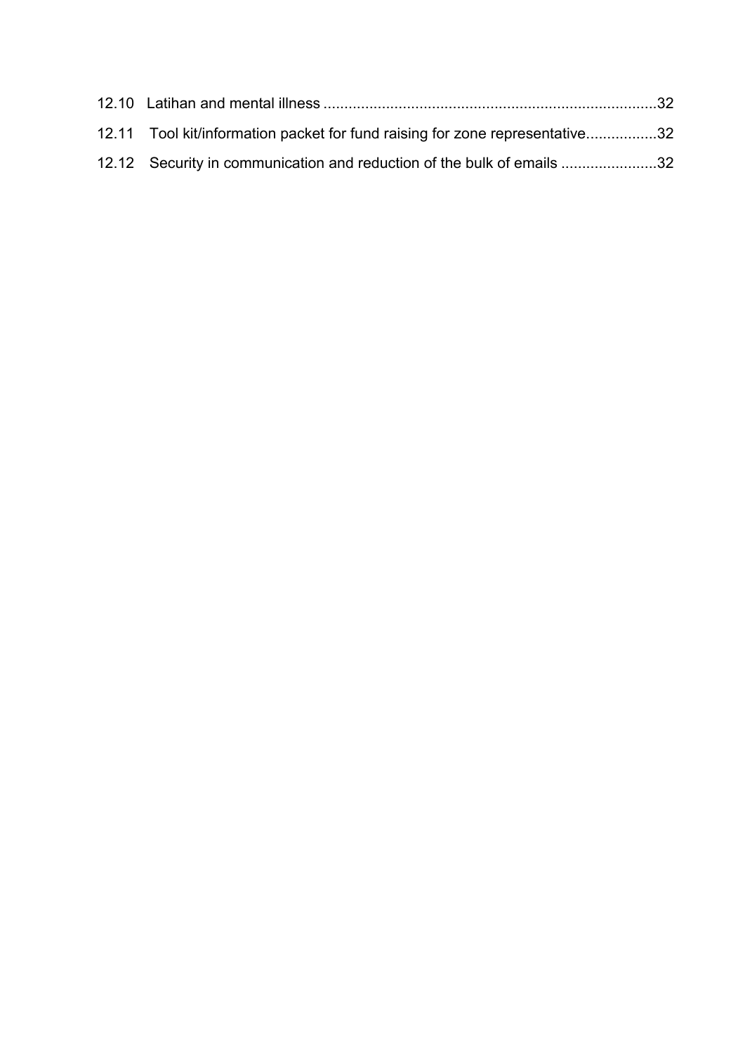12.10 Latihan and mental illness ..............................................................................32

12.11 Tool kit/information packet for fund raising for zone representative.................32

12.12 Security in communication and reduction of the bulk of emails .......................32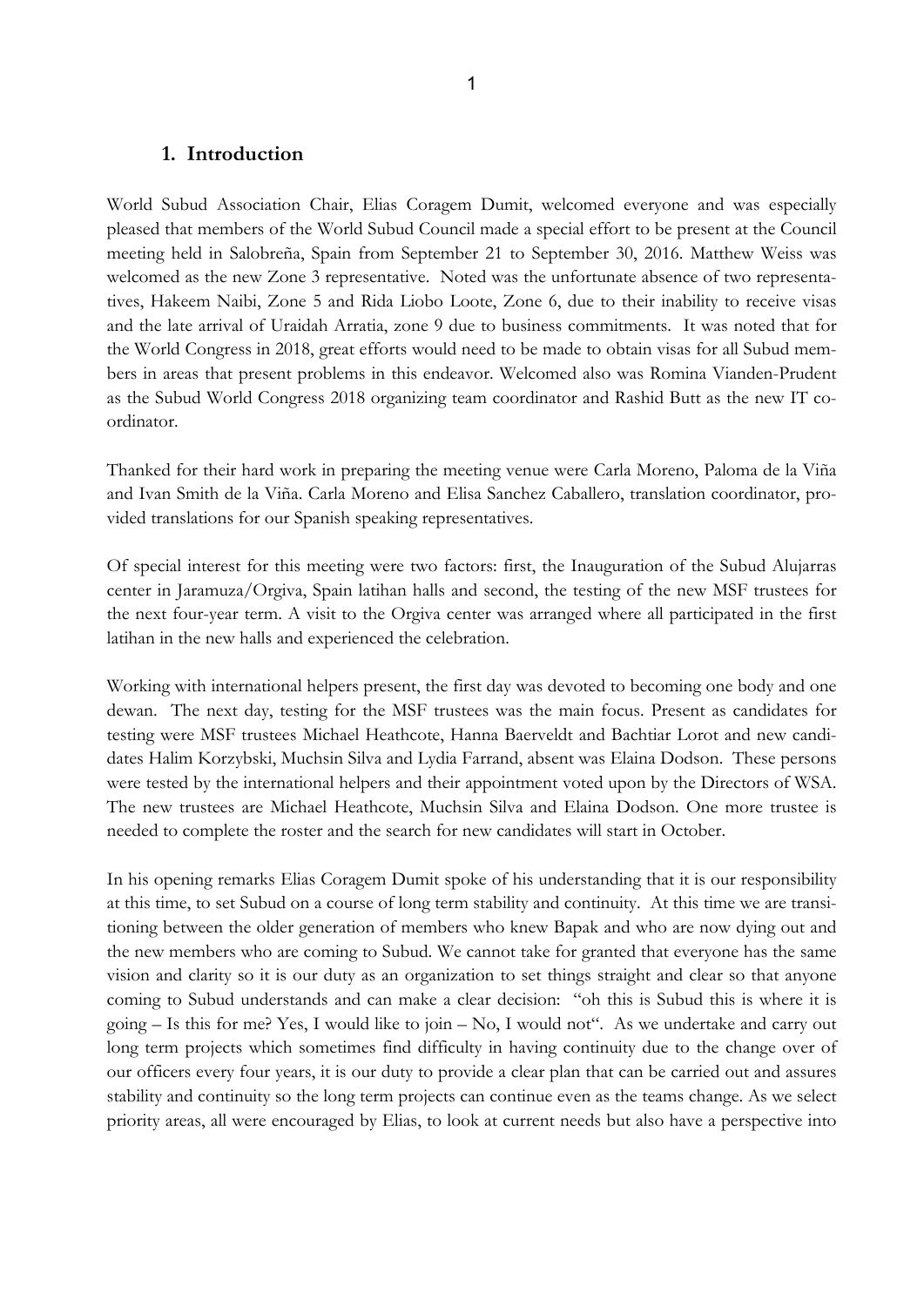## 1. Introduction

World Subud Association Chair, Elias Coragem Dumit, welcomed everyone and was especially pleased that members of the World Subud Council made a special effort to be present at the Council meeting held in Salobreña, Spain from September 21 to September 30, 2016. Matthew Weiss was welcomed as the new Zone 3 representative. Noted was the unfortunate absence of two representatives, Hakeem Naibi, Zone 5 and Rida Liobo Loote, Zone 6, due to their inability to receive visas and the late arrival of Uraidah Arratia, zone 9 due to business commitments. It was noted that for the World Congress in 2018, great efforts would need to be made to obtain visas for all Subud members in areas that present problems in this endeavor. Welcomed also was Romina Vianden-Prudent as the Subud World Congress 2018 organizing team coordinator and Rashid Butt as the new IT coordinator.

Thanked for their hard work in preparing the meeting venue were Carla Moreno, Paloma de la Viña and Ivan Smith de la Viña. Carla Moreno and Elisa Sanchez Caballero, translation coordinator, provided translations for our Spanish speaking representatives.

Of special interest for this meeting were two factors: first, the Inauguration of the Subud Alujarras center in Jaramuza/Orgiva, Spain latihan halls and second, the testing of the new MSF trustees for the next four-year term. A visit to the Orgiva center was arranged where all participated in the first latihan in the new halls and experienced the celebration.

Working with international helpers present, the first day was devoted to becoming one body and one dewan. The next day, testing for the MSF trustees was the main focus. Present as candidates for testing were MSF trustees Michael Heathcote, Hanna Baerveldt and Bachtiar Lorot and new candidates Halim Korzybski, Muchsin Silva and Lydia Farrand, absent was Elaina Dodson. These persons were tested by the international helpers and their appointment voted upon by the Directors of WSA. The new trustees are Michael Heathcote, Muchsin Silva and Elaina Dodson. One more trustee is needed to complete the roster and the search for new candidates will start in October.

In his opening remarks Elias Coragem Dumit spoke of his understanding that it is our responsibility at this time, to set Subud on a course of long term stability and continuity. At this time we are transitioning between the older generation of members who knew Bapak and who are now dying out and the new members who are coming to Subud. We cannot take for granted that everyone has the same vision and clarity so it is our duty as an organization to set things straight and clear so that anyone coming to Subud understands and can make a clear decision: "oh this is Subud this is where it is going – Is this for me? Yes, I would like to join – No, I would not". As we undertake and carry out long term projects which sometimes find difficulty in having continuity due to the change over of our officers every four years, it is our duty to provide a clear plan that can be carried out and assures stability and continuity so the long term projects can continue even as the teams change. As we select priority areas, all were encouraged by Elias, to look at current needs but also have a perspective into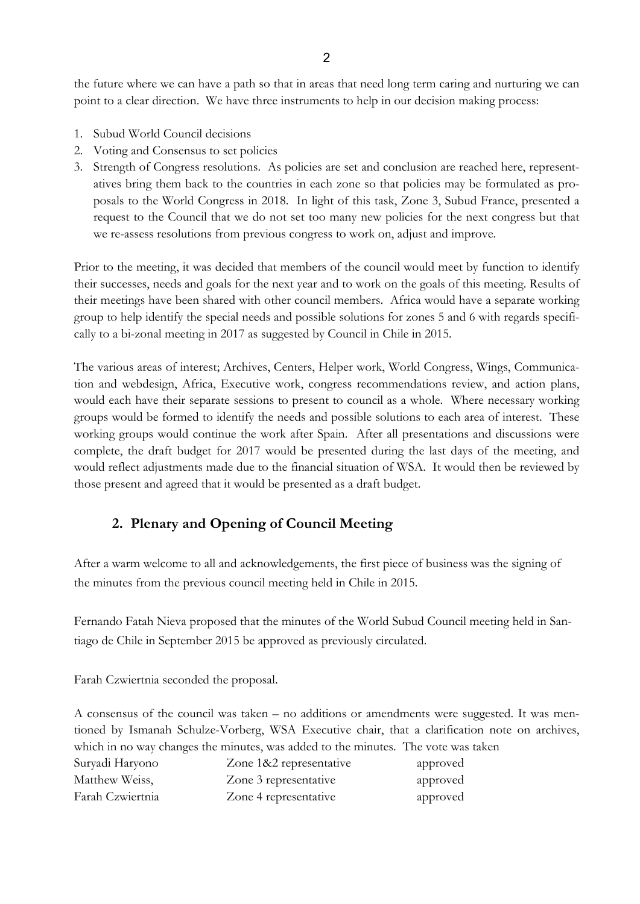the future where we can have a path so that in areas that need long term caring and nurturing we can point to a clear direction. We have three instruments to help in our decision making process:

1. Subud World Council decisions
2. Voting and Consensus to set policies
3. Strength of Congress resolutions. As policies are set and conclusion are reached here, representatives bring them back to the countries in each zone so that policies may be formulated as proposals to the World Congress in 2018. In light of this task, Zone 3, Subud France, presented a request to the Council that we do not set too many new policies for the next congress but that we re-assess resolutions from previous congress to work on, adjust and improve.

Prior to the meeting, it was decided that members of the council would meet by function to identify their successes, needs and goals for the next year and to work on the goals of this meeting. Results of their meetings have been shared with other council members. Africa would have a separate working group to help identify the special needs and possible solutions for zones 5 and 6 with regards specifically to a bi-zonal meeting in 2017 as suggested by Council in Chile in 2015.

The various areas of interest; Archives, Centers, Helper work, World Congress, Wings, Communication and webdesign, Africa, Executive work, congress recommendations review, and action plans, would each have their separate sessions to present to council as a whole. Where necessary working groups would be formed to identify the needs and possible solutions to each area of interest. These working groups would continue the work after Spain. After all presentations and discussions were complete, the draft budget for 2017 would be presented during the last days of the meeting, and would reflect adjustments made due to the financial situation of WSA. It would then be reviewed by those present and agreed that it would be presented as a draft budget.

## 2. Plenary and Opening of Council Meeting

After a warm welcome to all and acknowledgements, the first piece of business was the signing of the minutes from the previous council meeting held in Chile in 2015.

Fernando Fatah Nieva proposed that the minutes of the World Subud Council meeting held in Santiago de Chile in September 2015 be approved as previously circulated.

Farah Czwiertnia seconded the proposal.

A consensus of the council was taken – no additions or amendments were suggested. It was mentioned by Ismanah Schulze-Vorberg, WSA Executive chair, that a clarification note on archives, which in no way changes the minutes, was added to the minutes. The vote was taken

| | | |
|---|---|---|
| Suryadi Haryono | Zone 1&2 representative | approved |
| Matthew Weiss, | Zone 3 representative | approved |
| Farah Czwiertnia | Zone 4 representative | approved |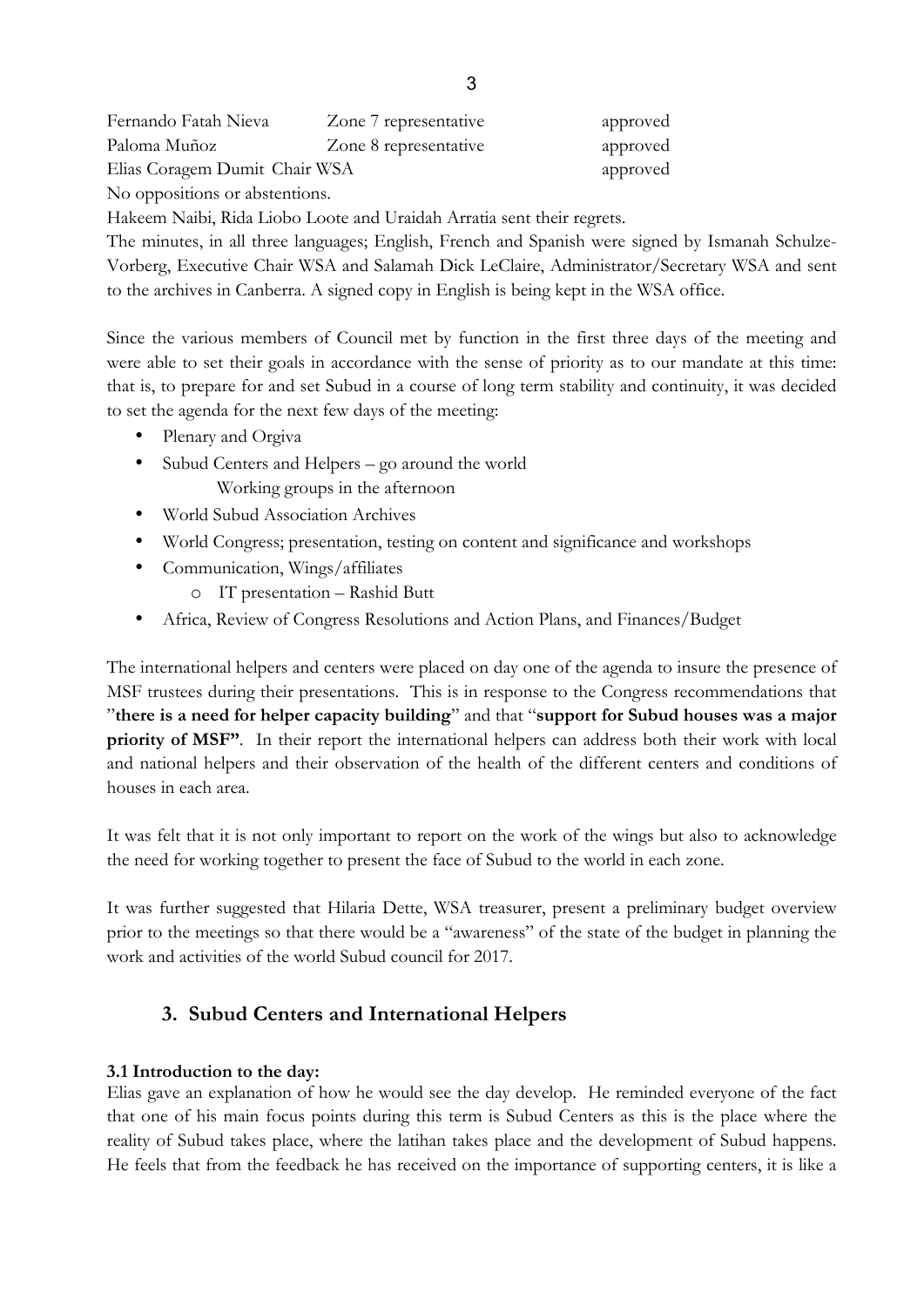| | | |
|---|---|---|
| Fernando Fatah Nieva | Zone 7 representative | approved |
| Paloma Muñoz | Zone 8 representative | approved |
| Elias Coragem Dumit | Chair WSA | approved |

No oppositions or abstentions.

Hakeem Naibi, Rida Liobo Loote and Uraidah Arratia sent their regrets.

The minutes, in all three languages; English, French and Spanish were signed by Ismanah Schulze-Vorberg, Executive Chair WSA and Salamah Dick LeClaire, Administrator/Secretary WSA and sent to the archives in Canberra. A signed copy in English is being kept in the WSA office.

Since the various members of Council met by function in the first three days of the meeting and were able to set their goals in accordance with the sense of priority as to our mandate at this time: that is, to prepare for and set Subud in a course of long term stability and continuity, it was decided to set the agenda for the next few days of the meeting:

- Plenary and Orgiva
- Subud Centers and Helpers – go around the world
  Working groups in the afternoon
- World Subud Association Archives
- World Congress; presentation, testing on content and significance and workshops
- Communication, Wings/affiliates
  - IT presentation – Rashid Butt
- Africa, Review of Congress Resolutions and Action Plans, and Finances/Budget

The international helpers and centers were placed on day one of the agenda to insure the presence of MSF trustees during their presentations. This is in response to the Congress recommendations that "**there is a need for helper capacity building**" and that "**support for Subud houses was a major priority of MSF"**. In their report the international helpers can address both their work with local and national helpers and their observation of the health of the different centers and conditions of houses in each area.

It was felt that it is not only important to report on the work of the wings but also to acknowledge the need for working together to present the face of Subud to the world in each zone.

It was further suggested that Hilaria Dette, WSA treasurer, present a preliminary budget overview prior to the meetings so that there would be a "awareness" of the state of the budget in planning the work and activities of the world Subud council for 2017.

## 3. Subud Centers and International Helpers

**3.1 Introduction to the day:**

Elias gave an explanation of how he would see the day develop. He reminded everyone of the fact that one of his main focus points during this term is Subud Centers as this is the place where the reality of Subud takes place, where the latihan takes place and the development of Subud happens. He feels that from the feedback he has received on the importance of supporting centers, it is like a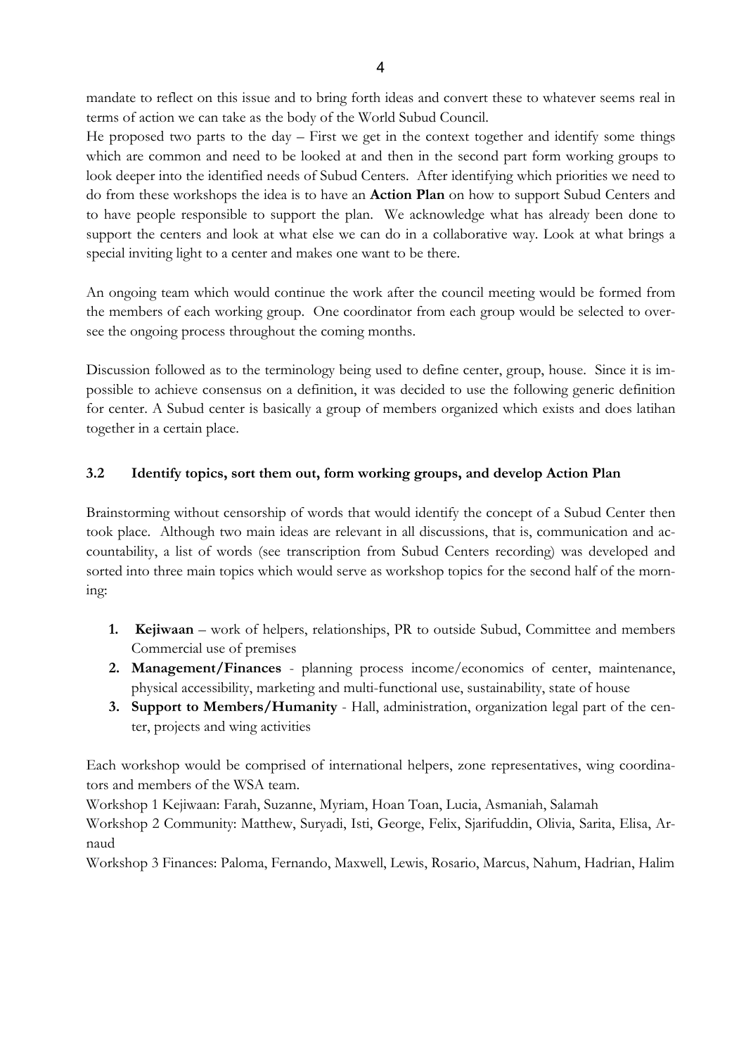mandate to reflect on this issue and to bring forth ideas and convert these to whatever seems real in terms of action we can take as the body of the World Subud Council.

He proposed two parts to the day – First we get in the context together and identify some things which are common and need to be looked at and then in the second part form working groups to look deeper into the identified needs of Subud Centers. After identifying which priorities we need to do from these workshops the idea is to have an **Action Plan** on how to support Subud Centers and to have people responsible to support the plan. We acknowledge what has already been done to support the centers and look at what else we can do in a collaborative way. Look at what brings a special inviting light to a center and makes one want to be there.

An ongoing team which would continue the work after the council meeting would be formed from the members of each working group. One coordinator from each group would be selected to oversee the ongoing process throughout the coming months.

Discussion followed as to the terminology being used to define center, group, house. Since it is impossible to achieve consensus on a definition, it was decided to use the following generic definition for center. A Subud center is basically a group of members organized which exists and does latihan together in a certain place.

### 3.2 Identify topics, sort them out, form working groups, and develop Action Plan

Brainstorming without censorship of words that would identify the concept of a Subud Center then took place. Although two main ideas are relevant in all discussions, that is, communication and accountability, a list of words (see transcription from Subud Centers recording) was developed and sorted into three main topics which would serve as workshop topics for the second half of the morning:

1. **Kejiwaan** – work of helpers, relationships, PR to outside Subud, Committee and members Commercial use of premises
2. **Management/Finances** - planning process income/economics of center, maintenance, physical accessibility, marketing and multi-functional use, sustainability, state of house
3. **Support to Members/Humanity** - Hall, administration, organization legal part of the center, projects and wing activities

Each workshop would be comprised of international helpers, zone representatives, wing coordinators and members of the WSA team.

Workshop 1 Kejiwaan: Farah, Suzanne, Myriam, Hoan Toan, Lucia, Asmaniah, Salamah

Workshop 2 Community: Matthew, Suryadi, Isti, George, Felix, Sjarifuddin, Olivia, Sarita, Elisa, Arnaud

Workshop 3 Finances: Paloma, Fernando, Maxwell, Lewis, Rosario, Marcus, Nahum, Hadrian, Halim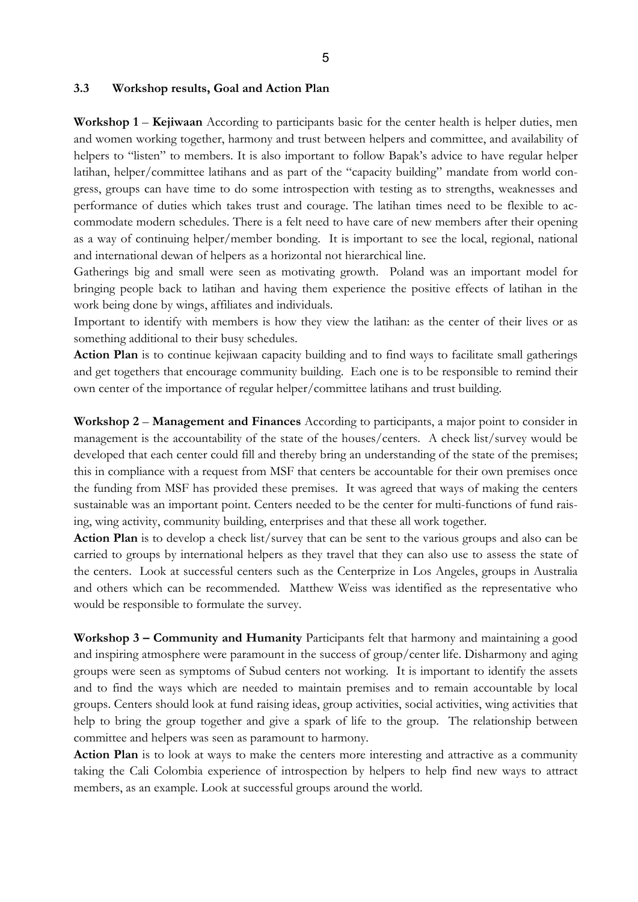### 3.3 Workshop results, Goal and Action Plan

**Workshop 1** – **Kejiwaan** According to participants basic for the center health is helper duties, men and women working together, harmony and trust between helpers and committee, and availability of helpers to "listen" to members. It is also important to follow Bapak's advice to have regular helper latihan, helper/committee latihans and as part of the "capacity building" mandate from world congress, groups can have time to do some introspection with testing as to strengths, weaknesses and performance of duties which takes trust and courage. The latihan times need to be flexible to accommodate modern schedules. There is a felt need to have care of new members after their opening as a way of continuing helper/member bonding. It is important to see the local, regional, national and international dewan of helpers as a horizontal not hierarchical line.

Gatherings big and small were seen as motivating growth. Poland was an important model for bringing people back to latihan and having them experience the positive effects of latihan in the work being done by wings, affiliates and individuals.

Important to identify with members is how they view the latihan: as the center of their lives or as something additional to their busy schedules.

**Action Plan** is to continue kejiwaan capacity building and to find ways to facilitate small gatherings and get togethers that encourage community building. Each one is to be responsible to remind their own center of the importance of regular helper/committee latihans and trust building.

**Workshop 2** – **Management and Finances** According to participants, a major point to consider in management is the accountability of the state of the houses/centers. A check list/survey would be developed that each center could fill and thereby bring an understanding of the state of the premises; this in compliance with a request from MSF that centers be accountable for their own premises once the funding from MSF has provided these premises. It was agreed that ways of making the centers sustainable was an important point. Centers needed to be the center for multi-functions of fund raising, wing activity, community building, enterprises and that these all work together.

**Action Plan** is to develop a check list/survey that can be sent to the various groups and also can be carried to groups by international helpers as they travel that they can also use to assess the state of the centers. Look at successful centers such as the Centerprize in Los Angeles, groups in Australia and others which can be recommended. Matthew Weiss was identified as the representative who would be responsible to formulate the survey.

**Workshop 3 – Community and Humanity** Participants felt that harmony and maintaining a good and inspiring atmosphere were paramount in the success of group/center life. Disharmony and aging groups were seen as symptoms of Subud centers not working. It is important to identify the assets and to find the ways which are needed to maintain premises and to remain accountable by local groups. Centers should look at fund raising ideas, group activities, social activities, wing activities that help to bring the group together and give a spark of life to the group. The relationship between committee and helpers was seen as paramount to harmony.

**Action Plan** is to look at ways to make the centers more interesting and attractive as a community taking the Cali Colombia experience of introspection by helpers to help find new ways to attract members, as an example. Look at successful groups around the world.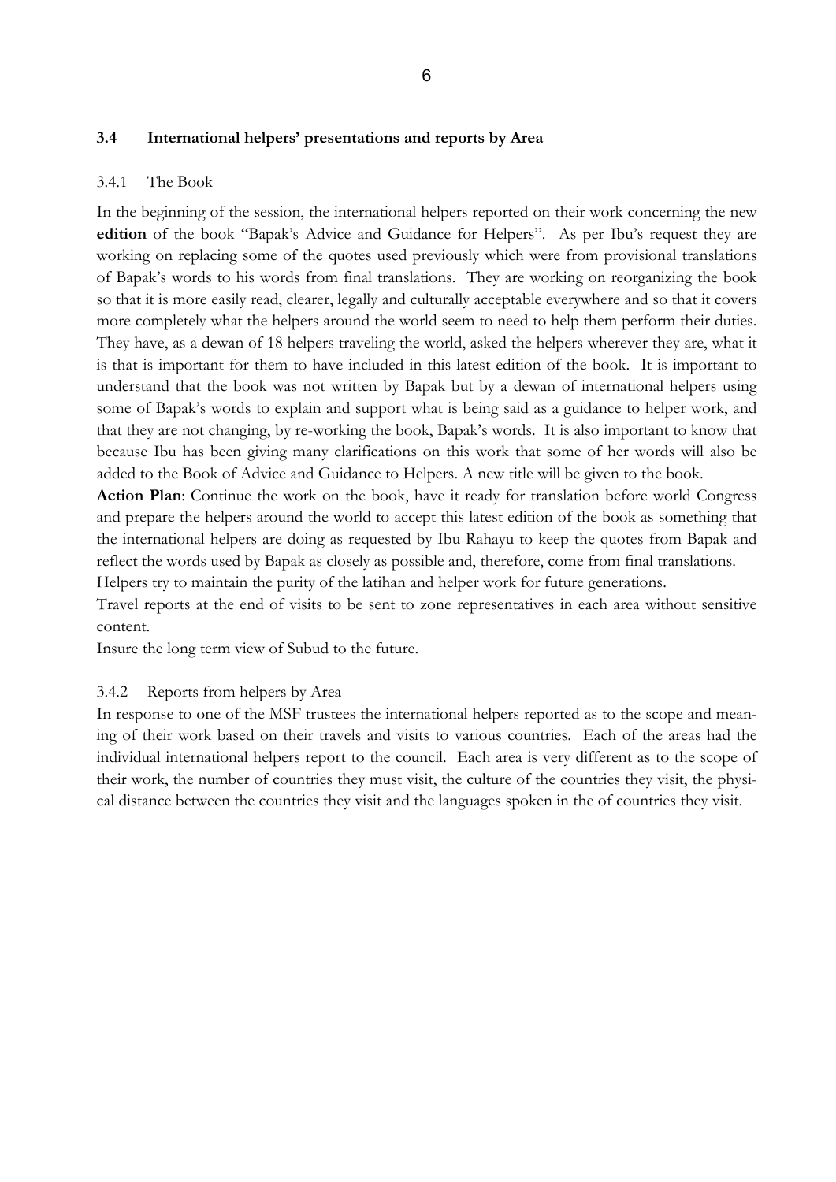### 3.4 International helpers' presentations and reports by Area

#### 3.4.1 The Book

In the beginning of the session, the international helpers reported on their work concerning the new **edition** of the book "Bapak's Advice and Guidance for Helpers". As per Ibu's request they are working on replacing some of the quotes used previously which were from provisional translations of Bapak's words to his words from final translations. They are working on reorganizing the book so that it is more easily read, clearer, legally and culturally acceptable everywhere and so that it covers more completely what the helpers around the world seem to need to help them perform their duties. They have, as a dewan of 18 helpers traveling the world, asked the helpers wherever they are, what it is that is important for them to have included in this latest edition of the book. It is important to understand that the book was not written by Bapak but by a dewan of international helpers using some of Bapak's words to explain and support what is being said as a guidance to helper work, and that they are not changing, by re-working the book, Bapak's words. It is also important to know that because Ibu has been giving many clarifications on this work that some of her words will also be added to the Book of Advice and Guidance to Helpers. A new title will be given to the book.

**Action Plan**: Continue the work on the book, have it ready for translation before world Congress and prepare the helpers around the world to accept this latest edition of the book as something that the international helpers are doing as requested by Ibu Rahayu to keep the quotes from Bapak and reflect the words used by Bapak as closely as possible and, therefore, come from final translations.

Helpers try to maintain the purity of the latihan and helper work for future generations.

Travel reports at the end of visits to be sent to zone representatives in each area without sensitive content.

Insure the long term view of Subud to the future.

#### 3.4.2 Reports from helpers by Area

In response to one of the MSF trustees the international helpers reported as to the scope and meaning of their work based on their travels and visits to various countries. Each of the areas had the individual international helpers report to the council. Each area is very different as to the scope of their work, the number of countries they must visit, the culture of the countries they visit, the physical distance between the countries they visit and the languages spoken in the of countries they visit.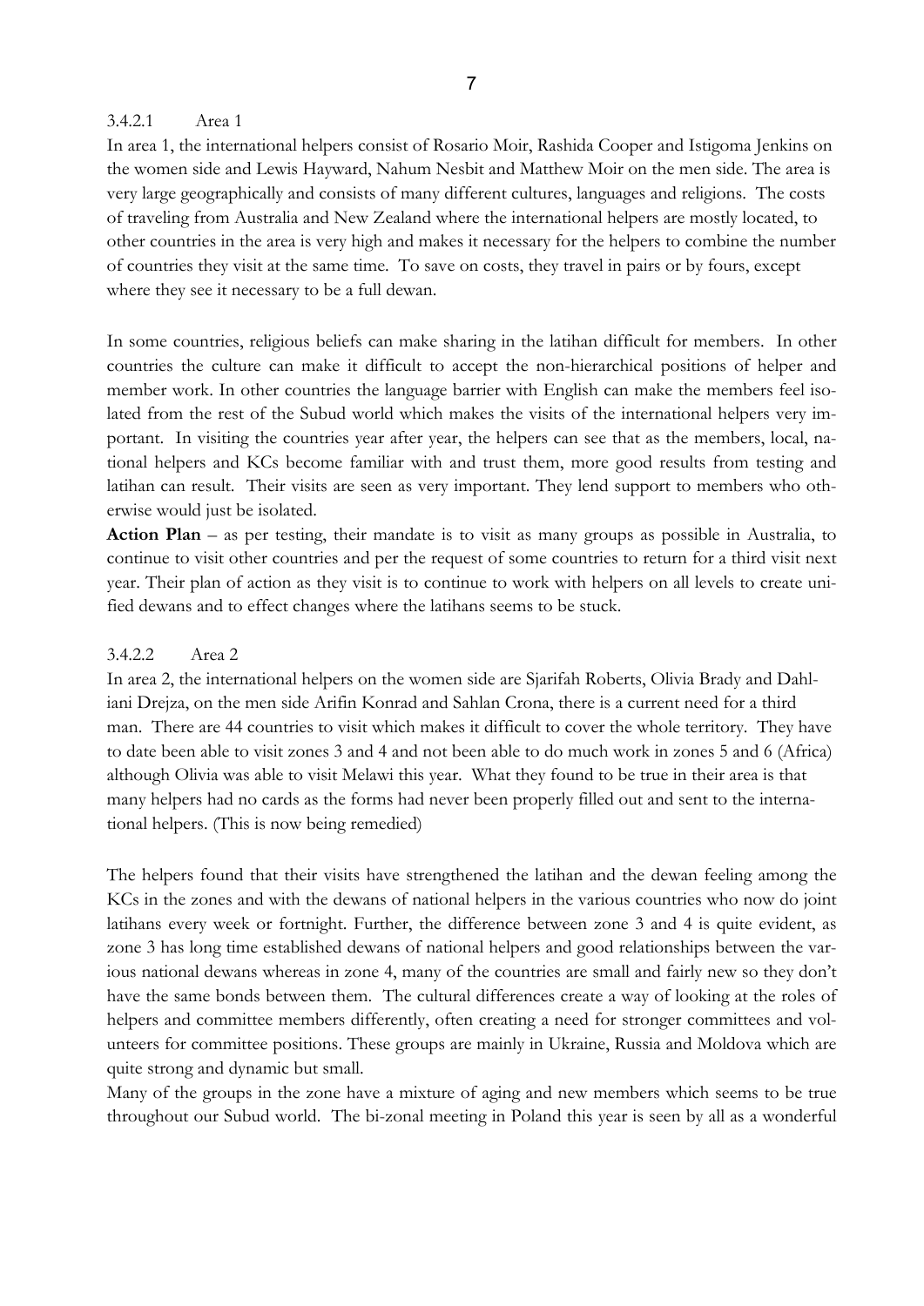#### 3.4.2.1 Area 1

In area 1, the international helpers consist of Rosario Moir, Rashida Cooper and Istigoma Jenkins on the women side and Lewis Hayward, Nahum Nesbit and Matthew Moir on the men side. The area is very large geographically and consists of many different cultures, languages and religions. The costs of traveling from Australia and New Zealand where the international helpers are mostly located, to other countries in the area is very high and makes it necessary for the helpers to combine the number of countries they visit at the same time. To save on costs, they travel in pairs or by fours, except where they see it necessary to be a full dewan.

In some countries, religious beliefs can make sharing in the latihan difficult for members. In other countries the culture can make it difficult to accept the non-hierarchical positions of helper and member work. In other countries the language barrier with English can make the members feel isolated from the rest of the Subud world which makes the visits of the international helpers very important. In visiting the countries year after year, the helpers can see that as the members, local, national helpers and KCs become familiar with and trust them, more good results from testing and latihan can result. Their visits are seen as very important. They lend support to members who otherwise would just be isolated.

**Action Plan** – as per testing, their mandate is to visit as many groups as possible in Australia, to continue to visit other countries and per the request of some countries to return for a third visit next year. Their plan of action as they visit is to continue to work with helpers on all levels to create unified dewans and to effect changes where the latihans seems to be stuck.

#### 3.4.2.2 Area 2

In area 2, the international helpers on the women side are Sjarifah Roberts, Olivia Brady and Dahliani Drejza, on the men side Arifin Konrad and Sahlan Crona, there is a current need for a third man. There are 44 countries to visit which makes it difficult to cover the whole territory. They have to date been able to visit zones 3 and 4 and not been able to do much work in zones 5 and 6 (Africa) although Olivia was able to visit Melawi this year. What they found to be true in their area is that many helpers had no cards as the forms had never been properly filled out and sent to the international helpers. (This is now being remedied)

The helpers found that their visits have strengthened the latihan and the dewan feeling among the KCs in the zones and with the dewans of national helpers in the various countries who now do joint latihans every week or fortnight. Further, the difference between zone 3 and 4 is quite evident, as zone 3 has long time established dewans of national helpers and good relationships between the various national dewans whereas in zone 4, many of the countries are small and fairly new so they don't have the same bonds between them. The cultural differences create a way of looking at the roles of helpers and committee members differently, often creating a need for stronger committees and volunteers for committee positions. These groups are mainly in Ukraine, Russia and Moldova which are quite strong and dynamic but small.

Many of the groups in the zone have a mixture of aging and new members which seems to be true throughout our Subud world. The bi-zonal meeting in Poland this year is seen by all as a wonderful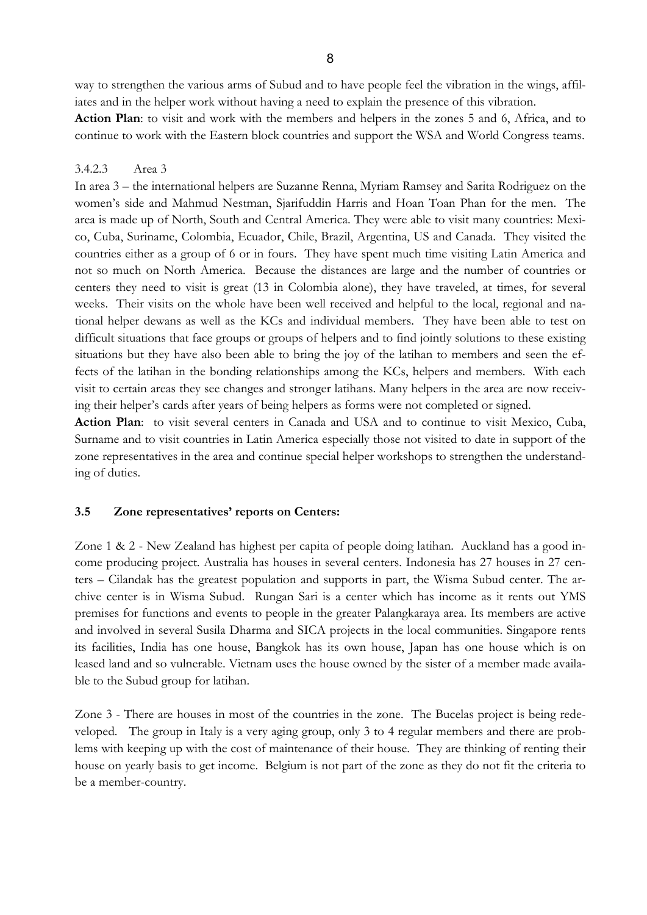way to strengthen the various arms of Subud and to have people feel the vibration in the wings, affiliates and in the helper work without having a need to explain the presence of this vibration.

**Action Plan**: to visit and work with the members and helpers in the zones 5 and 6, Africa, and to continue to work with the Eastern block countries and support the WSA and World Congress teams.

3.4.2.3 Area 3

In area 3 – the international helpers are Suzanne Renna, Myriam Ramsey and Sarita Rodriguez on the women's side and Mahmud Nestman, Sjarifuddin Harris and Hoan Toan Phan for the men. The area is made up of North, South and Central America. They were able to visit many countries: Mexico, Cuba, Suriname, Colombia, Ecuador, Chile, Brazil, Argentina, US and Canada. They visited the countries either as a group of 6 or in fours. They have spent much time visiting Latin America and not so much on North America. Because the distances are large and the number of countries or centers they need to visit is great (13 in Colombia alone), they have traveled, at times, for several weeks. Their visits on the whole have been well received and helpful to the local, regional and national helper dewans as well as the KCs and individual members. They have been able to test on difficult situations that face groups or groups of helpers and to find jointly solutions to these existing situations but they have also been able to bring the joy of the latihan to members and seen the effects of the latihan in the bonding relationships among the KCs, helpers and members. With each visit to certain areas they see changes and stronger latihans. Many helpers in the area are now receiving their helper's cards after years of being helpers as forms were not completed or signed.

**Action Plan**: to visit several centers in Canada and USA and to continue to visit Mexico, Cuba, Surname and to visit countries in Latin America especially those not visited to date in support of the zone representatives in the area and continue special helper workshops to strengthen the understanding of duties.

### 3.5 Zone representatives' reports on Centers:

Zone 1 & 2 - New Zealand has highest per capita of people doing latihan. Auckland has a good income producing project. Australia has houses in several centers. Indonesia has 27 houses in 27 centers – Cilandak has the greatest population and supports in part, the Wisma Subud center. The archive center is in Wisma Subud. Rungan Sari is a center which has income as it rents out YMS premises for functions and events to people in the greater Palangkaraya area. Its members are active and involved in several Susila Dharma and SICA projects in the local communities. Singapore rents its facilities, India has one house, Bangkok has its own house, Japan has one house which is on leased land and so vulnerable. Vietnam uses the house owned by the sister of a member made available to the Subud group for latihan.

Zone 3 - There are houses in most of the countries in the zone. The Bucelas project is being redeveloped. The group in Italy is a very aging group, only 3 to 4 regular members and there are problems with keeping up with the cost of maintenance of their house. They are thinking of renting their house on yearly basis to get income. Belgium is not part of the zone as they do not fit the criteria to be a member-country.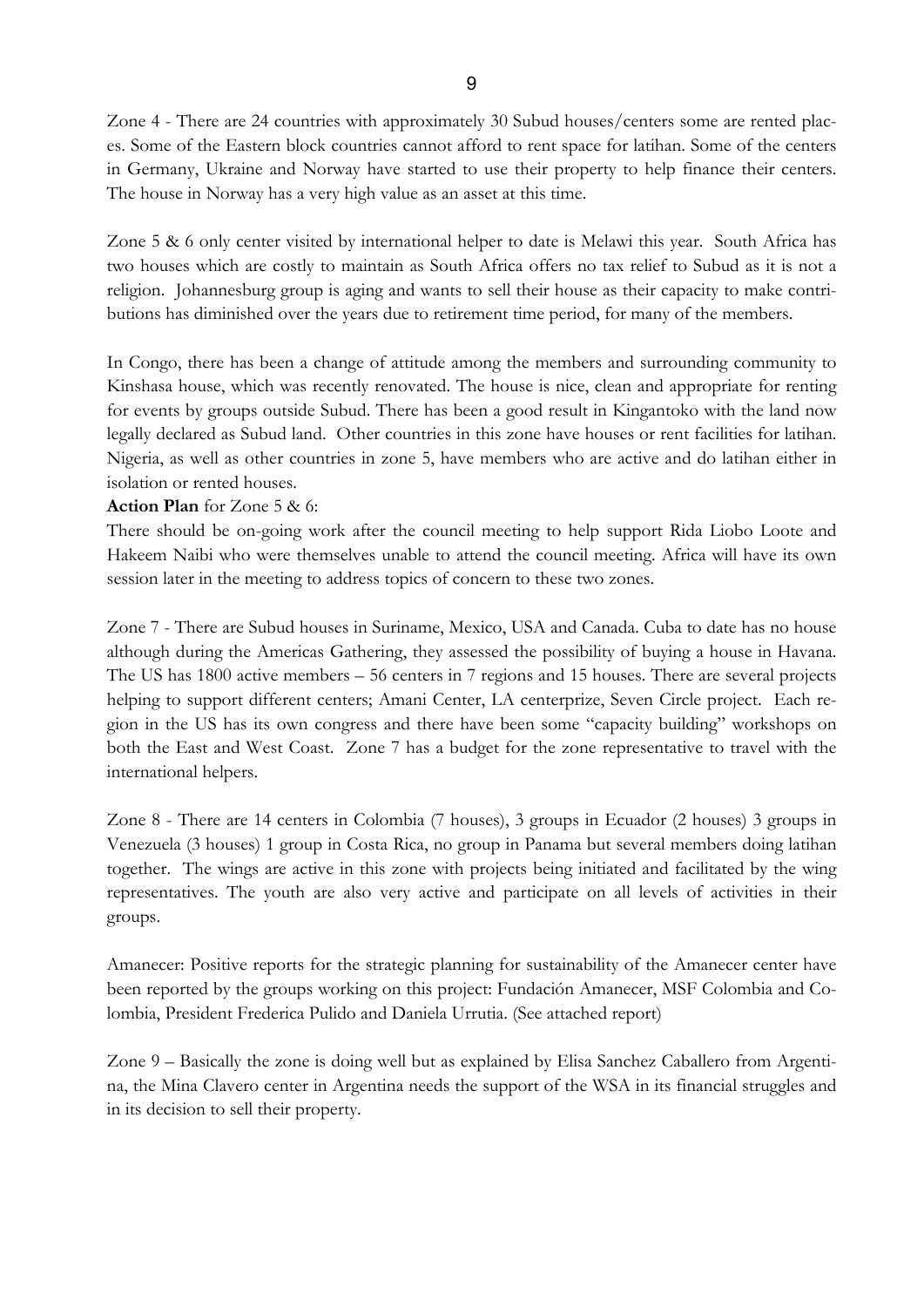Zone 4 - There are 24 countries with approximately 30 Subud houses/centers some are rented places. Some of the Eastern block countries cannot afford to rent space for latihan. Some of the centers in Germany, Ukraine and Norway have started to use their property to help finance their centers. The house in Norway has a very high value as an asset at this time.

Zone 5 & 6 only center visited by international helper to date is Melawi this year. South Africa has two houses which are costly to maintain as South Africa offers no tax relief to Subud as it is not a religion. Johannesburg group is aging and wants to sell their house as their capacity to make contributions has diminished over the years due to retirement time period, for many of the members.

In Congo, there has been a change of attitude among the members and surrounding community to Kinshasa house, which was recently renovated. The house is nice, clean and appropriate for renting for events by groups outside Subud. There has been a good result in Kingantoko with the land now legally declared as Subud land. Other countries in this zone have houses or rent facilities for latihan. Nigeria, as well as other countries in zone 5, have members who are active and do latihan either in isolation or rented houses.

**Action Plan** for Zone 5 & 6:
There should be on-going work after the council meeting to help support Rida Liobo Loote and Hakeem Naibi who were themselves unable to attend the council meeting. Africa will have its own session later in the meeting to address topics of concern to these two zones.

Zone 7 - There are Subud houses in Suriname, Mexico, USA and Canada. Cuba to date has no house although during the Americas Gathering, they assessed the possibility of buying a house in Havana. The US has 1800 active members – 56 centers in 7 regions and 15 houses. There are several projects helping to support different centers; Amani Center, LA centerprize, Seven Circle project. Each region in the US has its own congress and there have been some "capacity building" workshops on both the East and West Coast. Zone 7 has a budget for the zone representative to travel with the international helpers.

Zone 8 - There are 14 centers in Colombia (7 houses), 3 groups in Ecuador (2 houses) 3 groups in Venezuela (3 houses) 1 group in Costa Rica, no group in Panama but several members doing latihan together. The wings are active in this zone with projects being initiated and facilitated by the wing representatives. The youth are also very active and participate on all levels of activities in their groups.

Amanecer: Positive reports for the strategic planning for sustainability of the Amanecer center have been reported by the groups working on this project: Fundación Amanecer, MSF Colombia and Colombia, President Frederica Pulido and Daniela Urrutia. (See attached report)

Zone 9 – Basically the zone is doing well but as explained by Elisa Sanchez Caballero from Argentina, the Mina Clavero center in Argentina needs the support of the WSA in its financial struggles and in its decision to sell their property.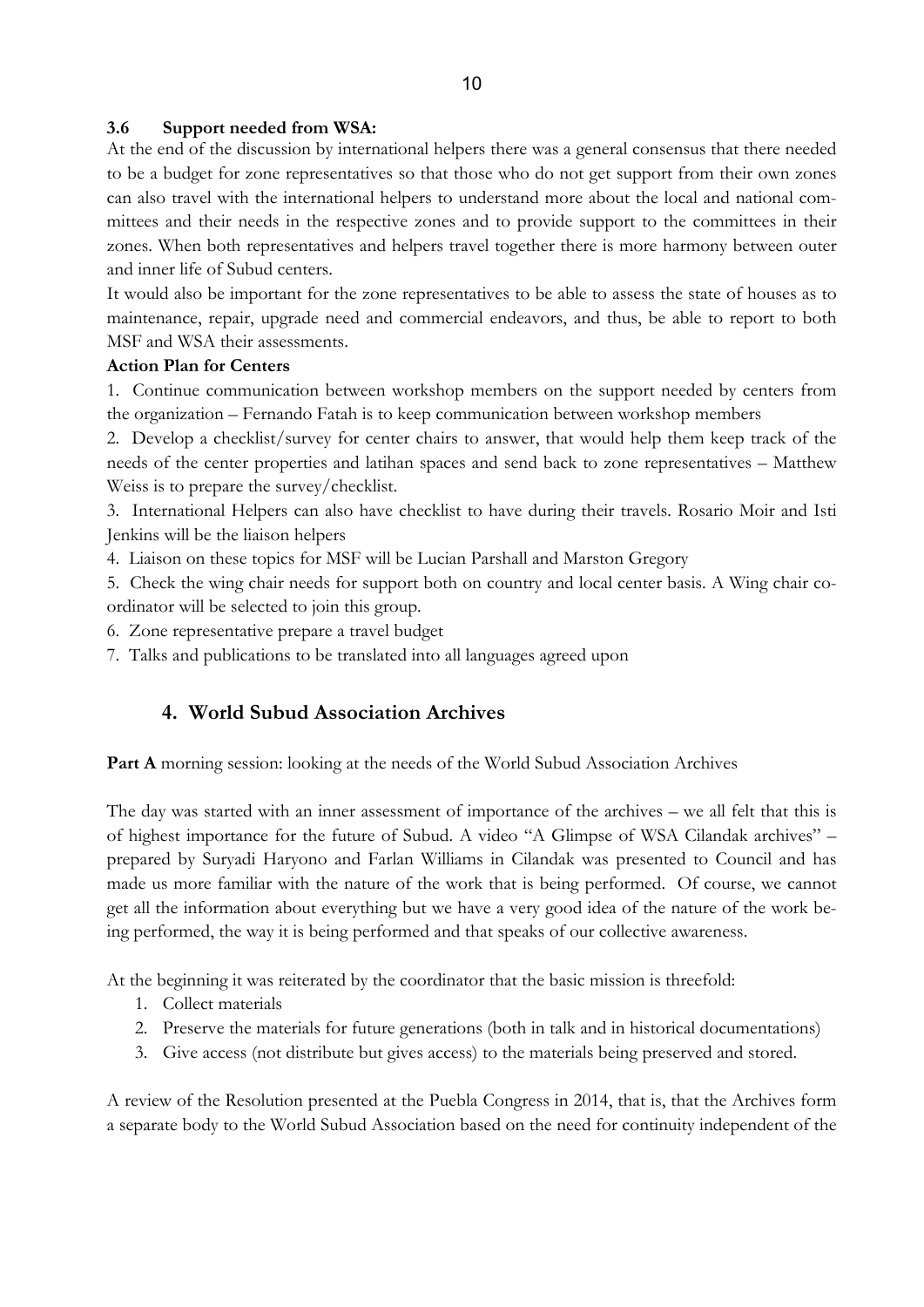### 3.6 Support needed from WSA:

At the end of the discussion by international helpers there was a general consensus that there needed to be a budget for zone representatives so that those who do not get support from their own zones can also travel with the international helpers to understand more about the local and national committees and their needs in the respective zones and to provide support to the committees in their zones. When both representatives and helpers travel together there is more harmony between outer and inner life of Subud centers.

It would also be important for the zone representatives to be able to assess the state of houses as to maintenance, repair, upgrade need and commercial endeavors, and thus, be able to report to both MSF and WSA their assessments.

**Action Plan for Centers**

1. Continue communication between workshop members on the support needed by centers from the organization – Fernando Fatah is to keep communication between workshop members
2. Develop a checklist/survey for center chairs to answer, that would help them keep track of the needs of the center properties and latihan spaces and send back to zone representatives – Matthew Weiss is to prepare the survey/checklist.
3. International Helpers can also have checklist to have during their travels. Rosario Moir and Isti Jenkins will be the liaison helpers
4. Liaison on these topics for MSF will be Lucian Parshall and Marston Gregory
5. Check the wing chair needs for support both on country and local center basis. A Wing chair coordinator will be selected to join this group.
6. Zone representative prepare a travel budget
7. Talks and publications to be translated into all languages agreed upon

## 4. World Subud Association Archives

**Part A** morning session: looking at the needs of the World Subud Association Archives

The day was started with an inner assessment of importance of the archives – we all felt that this is of highest importance for the future of Subud. A video "A Glimpse of WSA Cilandak archives" – prepared by Suryadi Haryono and Farlan Williams in Cilandak was presented to Council and has made us more familiar with the nature of the work that is being performed. Of course, we cannot get all the information about everything but we have a very good idea of the nature of the work being performed, the way it is being performed and that speaks of our collective awareness.

At the beginning it was reiterated by the coordinator that the basic mission is threefold:

1. Collect materials
2. Preserve the materials for future generations (both in talk and in historical documentations)
3. Give access (not distribute but gives access) to the materials being preserved and stored.

A review of the Resolution presented at the Puebla Congress in 2014, that is, that the Archives form a separate body to the World Subud Association based on the need for continuity independent of the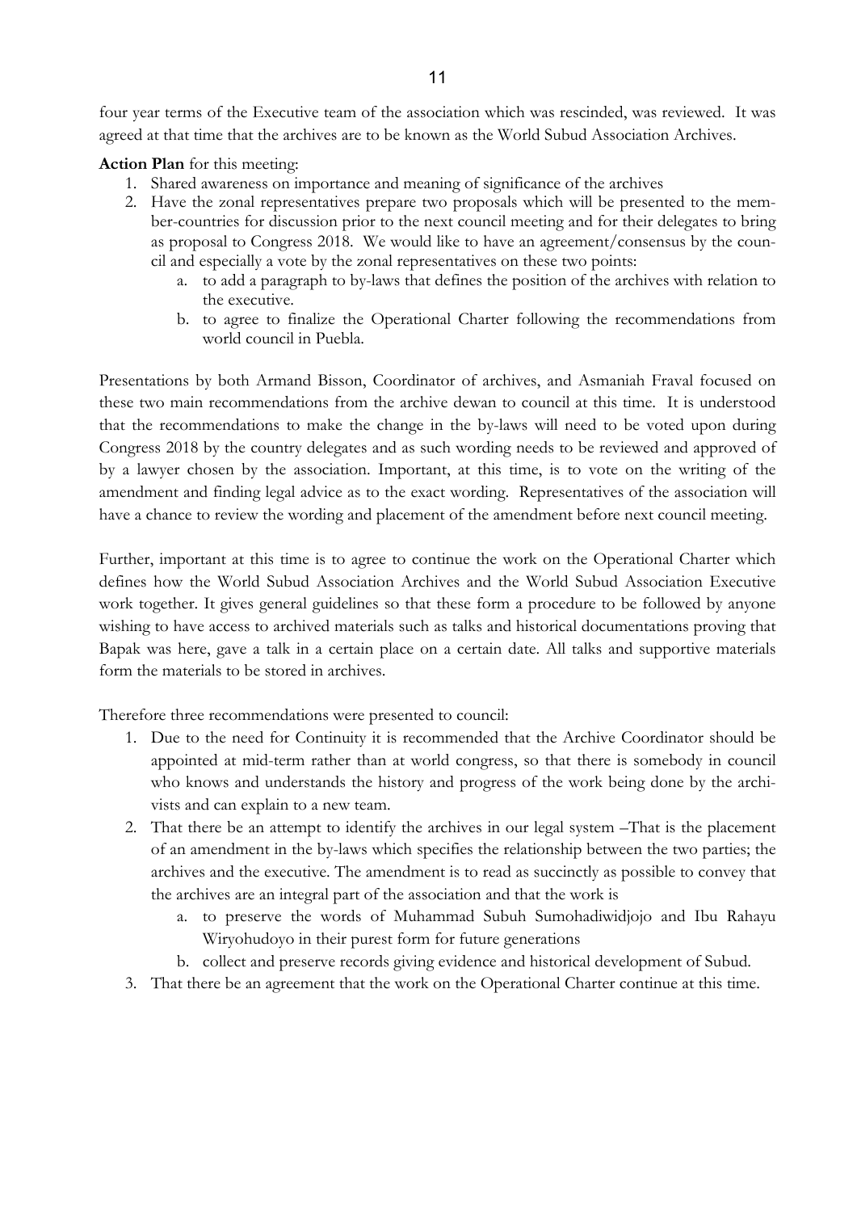four year terms of the Executive team of the association which was rescinded, was reviewed. It was agreed at that time that the archives are to be known as the World Subud Association Archives.

**Action Plan** for this meeting:

1. Shared awareness on importance and meaning of significance of the archives
2. Have the zonal representatives prepare two proposals which will be presented to the member-countries for discussion prior to the next council meeting and for their delegates to bring as proposal to Congress 2018. We would like to have an agreement/consensus by the council and especially a vote by the zonal representatives on these two points:
   a. to add a paragraph to by-laws that defines the position of the archives with relation to the executive.
   b. to agree to finalize the Operational Charter following the recommendations from world council in Puebla.

Presentations by both Armand Bisson, Coordinator of archives, and Asmaniah Fraval focused on these two main recommendations from the archive dewan to council at this time. It is understood that the recommendations to make the change in the by-laws will need to be voted upon during Congress 2018 by the country delegates and as such wording needs to be reviewed and approved of by a lawyer chosen by the association. Important, at this time, is to vote on the writing of the amendment and finding legal advice as to the exact wording. Representatives of the association will have a chance to review the wording and placement of the amendment before next council meeting.

Further, important at this time is to agree to continue the work on the Operational Charter which defines how the World Subud Association Archives and the World Subud Association Executive work together. It gives general guidelines so that these form a procedure to be followed by anyone wishing to have access to archived materials such as talks and historical documentations proving that Bapak was here, gave a talk in a certain place on a certain date. All talks and supportive materials form the materials to be stored in archives.

Therefore three recommendations were presented to council:

1. Due to the need for Continuity it is recommended that the Archive Coordinator should be appointed at mid-term rather than at world congress, so that there is somebody in council who knows and understands the history and progress of the work being done by the archivists and can explain to a new team.
2. That there be an attempt to identify the archives in our legal system –That is the placement of an amendment in the by-laws which specifies the relationship between the two parties; the archives and the executive. The amendment is to read as succinctly as possible to convey that the archives are an integral part of the association and that the work is
   a. to preserve the words of Muhammad Subuh Sumohadiwidjojo and Ibu Rahayu Wiryohudoyo in their purest form for future generations
   b. collect and preserve records giving evidence and historical development of Subud.
3. That there be an agreement that the work on the Operational Charter continue at this time.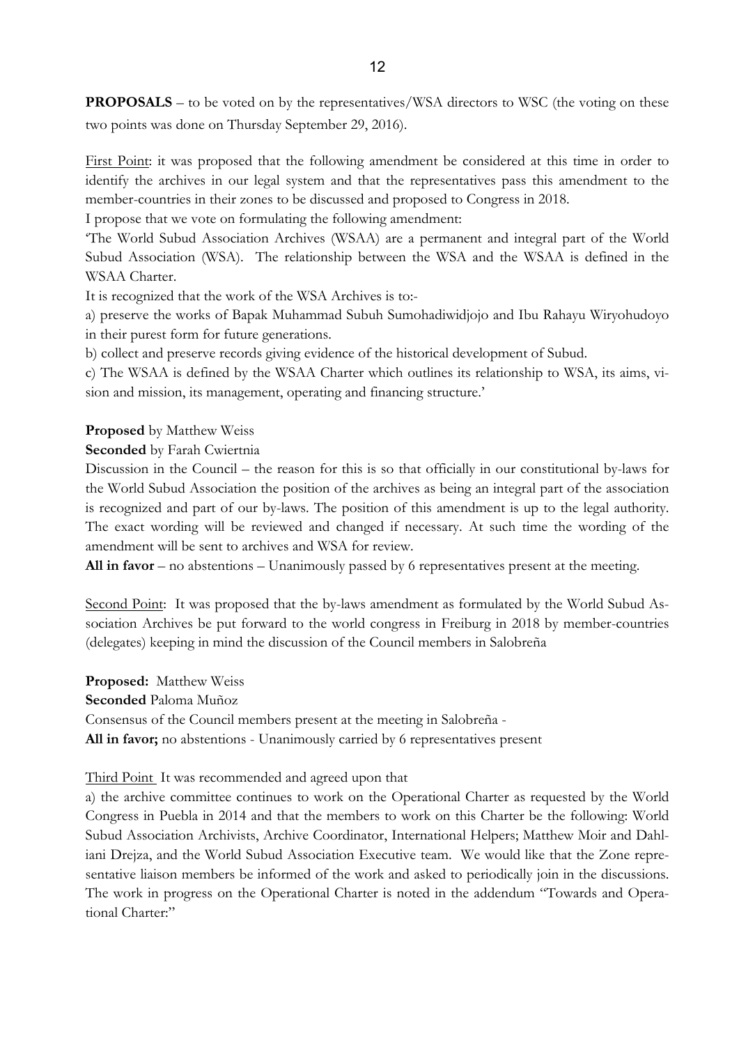**PROPOSALS** – to be voted on by the representatives/WSA directors to WSC (the voting on these two points was done on Thursday September 29, 2016).

<u>First Point</u>: it was proposed that the following amendment be considered at this time in order to identify the archives in our legal system and that the representatives pass this amendment to the member-countries in their zones to be discussed and proposed to Congress in 2018.

I propose that we vote on formulating the following amendment:

'The World Subud Association Archives (WSAA) are a permanent and integral part of the World Subud Association (WSA). The relationship between the WSA and the WSAA is defined in the WSAA Charter.

It is recognized that the work of the WSA Archives is to:-

a) preserve the works of Bapak Muhammad Subuh Sumohadiwidjojo and Ibu Rahayu Wiryohudoyo in their purest form for future generations.

b) collect and preserve records giving evidence of the historical development of Subud.

c) The WSAA is defined by the WSAA Charter which outlines its relationship to WSA, its aims, vision and mission, its management, operating and financing structure.'

**Proposed** by Matthew Weiss

**Seconded** by Farah Cwiertnia

Discussion in the Council – the reason for this is so that officially in our constitutional by-laws for the World Subud Association the position of the archives as being an integral part of the association is recognized and part of our by-laws. The position of this amendment is up to the legal authority. The exact wording will be reviewed and changed if necessary. At such time the wording of the amendment will be sent to archives and WSA for review.

**All in favor** – no abstentions – Unanimously passed by 6 representatives present at the meeting.

<u>Second Point</u>: It was proposed that the by-laws amendment as formulated by the World Subud Association Archives be put forward to the world congress in Freiburg in 2018 by member-countries (delegates) keeping in mind the discussion of the Council members in Salobreña

**Proposed:** Matthew Weiss

**Seconded** Paloma Muñoz

Consensus of the Council members present at the meeting in Salobreña -

**All in favor;** no abstentions - Unanimously carried by 6 representatives present

<u>Third Point</u> It was recommended and agreed upon that

a) the archive committee continues to work on the Operational Charter as requested by the World Congress in Puebla in 2014 and that the members to work on this Charter be the following: World Subud Association Archivists, Archive Coordinator, International Helpers; Matthew Moir and Dahliani Drejza, and the World Subud Association Executive team. We would like that the Zone representative liaison members be informed of the work and asked to periodically join in the discussions. The work in progress on the Operational Charter is noted in the addendum "Towards and Operational Charter:"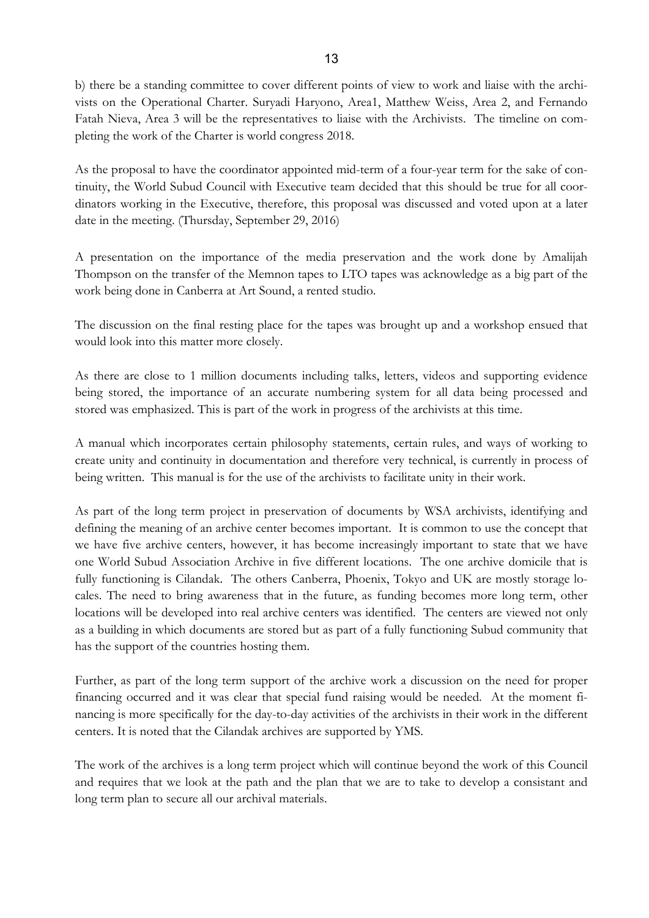b) there be a standing committee to cover different points of view to work and liaise with the archivists on the Operational Charter. Suryadi Haryono, Area1, Matthew Weiss, Area 2, and Fernando Fatah Nieva, Area 3 will be the representatives to liaise with the Archivists. The timeline on completing the work of the Charter is world congress 2018.

As the proposal to have the coordinator appointed mid-term of a four-year term for the sake of continuity, the World Subud Council with Executive team decided that this should be true for all coordinators working in the Executive, therefore, this proposal was discussed and voted upon at a later date in the meeting. (Thursday, September 29, 2016)

A presentation on the importance of the media preservation and the work done by Amalijah Thompson on the transfer of the Memnon tapes to LTO tapes was acknowledge as a big part of the work being done in Canberra at Art Sound, a rented studio.

The discussion on the final resting place for the tapes was brought up and a workshop ensued that would look into this matter more closely.

As there are close to 1 million documents including talks, letters, videos and supporting evidence being stored, the importance of an accurate numbering system for all data being processed and stored was emphasized. This is part of the work in progress of the archivists at this time.

A manual which incorporates certain philosophy statements, certain rules, and ways of working to create unity and continuity in documentation and therefore very technical, is currently in process of being written. This manual is for the use of the archivists to facilitate unity in their work.

As part of the long term project in preservation of documents by WSA archivists, identifying and defining the meaning of an archive center becomes important. It is common to use the concept that we have five archive centers, however, it has become increasingly important to state that we have one World Subud Association Archive in five different locations. The one archive domicile that is fully functioning is Cilandak. The others Canberra, Phoenix, Tokyo and UK are mostly storage locales. The need to bring awareness that in the future, as funding becomes more long term, other locations will be developed into real archive centers was identified. The centers are viewed not only as a building in which documents are stored but as part of a fully functioning Subud community that has the support of the countries hosting them.

Further, as part of the long term support of the archive work a discussion on the need for proper financing occurred and it was clear that special fund raising would be needed. At the moment financing is more specifically for the day-to-day activities of the archivists in their work in the different centers. It is noted that the Cilandak archives are supported by YMS.

The work of the archives is a long term project which will continue beyond the work of this Council and requires that we look at the path and the plan that we are to take to develop a consistant and long term plan to secure all our archival materials.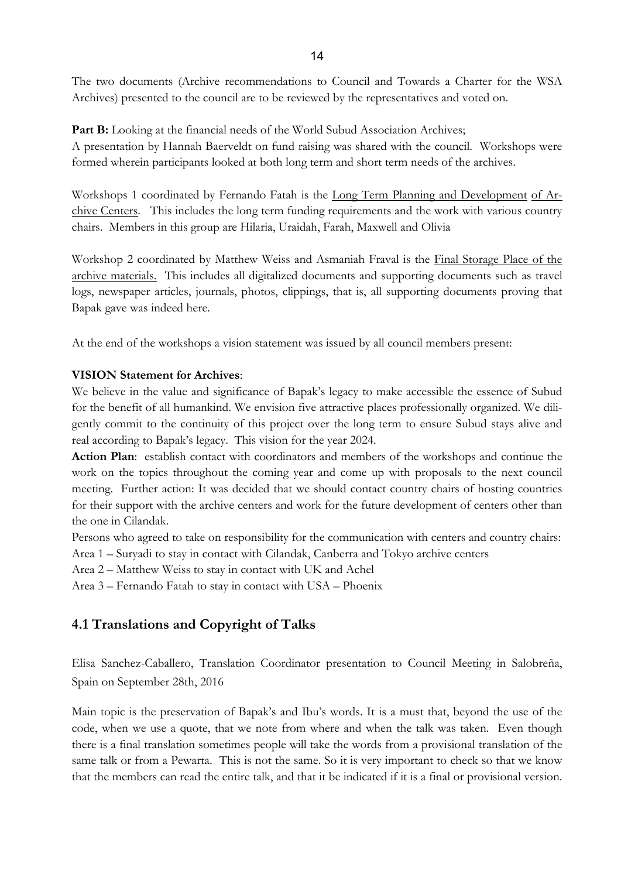The two documents (Archive recommendations to Council and Towards a Charter for the WSA Archives) presented to the council are to be reviewed by the representatives and voted on.

**Part B:** Looking at the financial needs of the World Subud Association Archives;
A presentation by Hannah Baerveldt on fund raising was shared with the council. Workshops were formed wherein participants looked at both long term and short term needs of the archives.

Workshops 1 coordinated by Fernando Fatah is the Long Term Planning and Development of Archive Centers. This includes the long term funding requirements and the work with various country chairs. Members in this group are Hilaria, Uraidah, Farah, Maxwell and Olivia

Workshop 2 coordinated by Matthew Weiss and Asmaniah Fraval is the Final Storage Place of the archive materials. This includes all digitalized documents and supporting documents such as travel logs, newspaper articles, journals, photos, clippings, that is, all supporting documents proving that Bapak gave was indeed here.

At the end of the workshops a vision statement was issued by all council members present:

**VISION Statement for Archives**:
We believe in the value and significance of Bapak's legacy to make accessible the essence of Subud for the benefit of all humankind. We envision five attractive places professionally organized. We diligently commit to the continuity of this project over the long term to ensure Subud stays alive and real according to Bapak's legacy. This vision for the year 2024.
**Action Plan**: establish contact with coordinators and members of the workshops and continue the work on the topics throughout the coming year and come up with proposals to the next council meeting. Further action: It was decided that we should contact country chairs of hosting countries for their support with the archive centers and work for the future development of centers other than the one in Cilandak.
Persons who agreed to take on responsibility for the communication with centers and country chairs:
Area 1 – Suryadi to stay in contact with Cilandak, Canberra and Tokyo archive centers
Area 2 – Matthew Weiss to stay in contact with UK and Achel
Area 3 – Fernando Fatah to stay in contact with USA – Phoenix

## 4.1 Translations and Copyright of Talks

Elisa Sanchez-Caballero, Translation Coordinator presentation to Council Meeting in Salobreña, Spain on September 28th, 2016

Main topic is the preservation of Bapak's and Ibu's words. It is a must that, beyond the use of the code, when we use a quote, that we note from where and when the talk was taken. Even though there is a final translation sometimes people will take the words from a provisional translation of the same talk or from a Pewarta. This is not the same. So it is very important to check so that we know that the members can read the entire talk, and that it be indicated if it is a final or provisional version.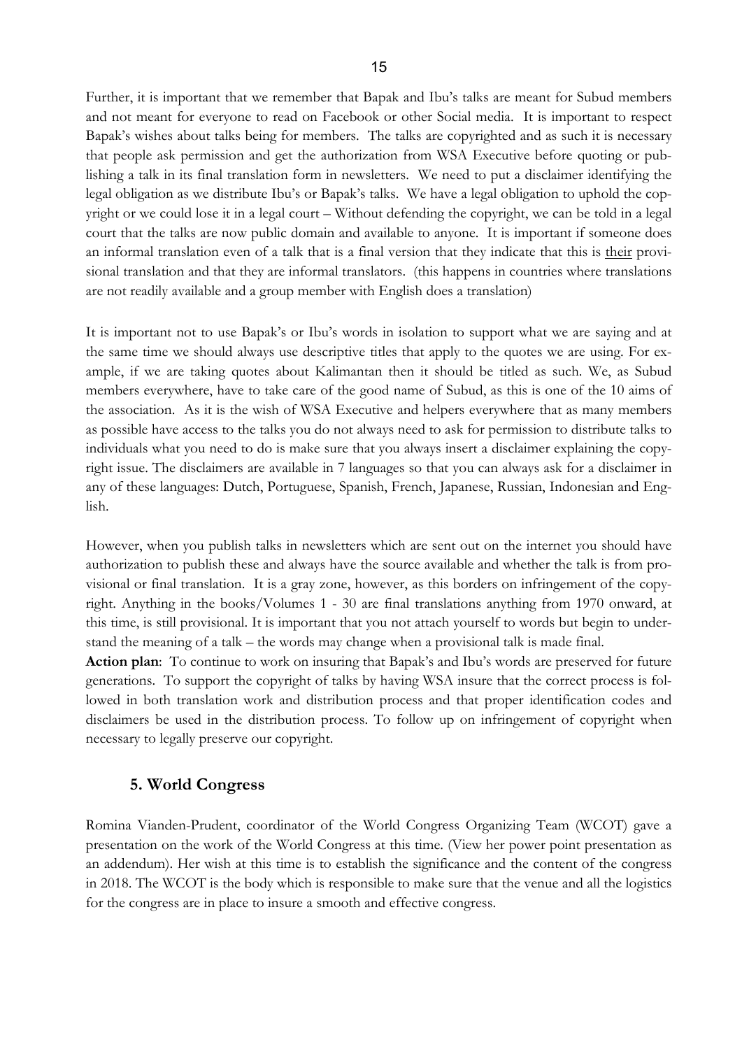Further, it is important that we remember that Bapak and Ibu's talks are meant for Subud members and not meant for everyone to read on Facebook or other Social media. It is important to respect Bapak's wishes about talks being for members. The talks are copyrighted and as such it is necessary that people ask permission and get the authorization from WSA Executive before quoting or publishing a talk in its final translation form in newsletters. We need to put a disclaimer identifying the legal obligation as we distribute Ibu's or Bapak's talks. We have a legal obligation to uphold the copyright or we could lose it in a legal court – Without defending the copyright, we can be told in a legal court that the talks are now public domain and available to anyone. It is important if someone does an informal translation even of a talk that is a final version that they indicate that this is <u>their</u> provisional translation and that they are informal translators. (this happens in countries where translations are not readily available and a group member with English does a translation)

It is important not to use Bapak's or Ibu's words in isolation to support what we are saying and at the same time we should always use descriptive titles that apply to the quotes we are using. For example, if we are taking quotes about Kalimantan then it should be titled as such. We, as Subud members everywhere, have to take care of the good name of Subud, as this is one of the 10 aims of the association. As it is the wish of WSA Executive and helpers everywhere that as many members as possible have access to the talks you do not always need to ask for permission to distribute talks to individuals what you need to do is make sure that you always insert a disclaimer explaining the copyright issue. The disclaimers are available in 7 languages so that you can always ask for a disclaimer in any of these languages: Dutch, Portuguese, Spanish, French, Japanese, Russian, Indonesian and English.

However, when you publish talks in newsletters which are sent out on the internet you should have authorization to publish these and always have the source available and whether the talk is from provisional or final translation. It is a gray zone, however, as this borders on infringement of the copyright. Anything in the books/Volumes 1 - 30 are final translations anything from 1970 onward, at this time, is still provisional. It is important that you not attach yourself to words but begin to understand the meaning of a talk – the words may change when a provisional talk is made final.

**Action plan**: To continue to work on insuring that Bapak's and Ibu's words are preserved for future generations. To support the copyright of talks by having WSA insure that the correct process is followed in both translation work and distribution process and that proper identification codes and disclaimers be used in the distribution process. To follow up on infringement of copyright when necessary to legally preserve our copyright.

## 5. World Congress

Romina Vianden-Prudent, coordinator of the World Congress Organizing Team (WCOT) gave a presentation on the work of the World Congress at this time. (View her power point presentation as an addendum). Her wish at this time is to establish the significance and the content of the congress in 2018. The WCOT is the body which is responsible to make sure that the venue and all the logistics for the congress are in place to insure a smooth and effective congress.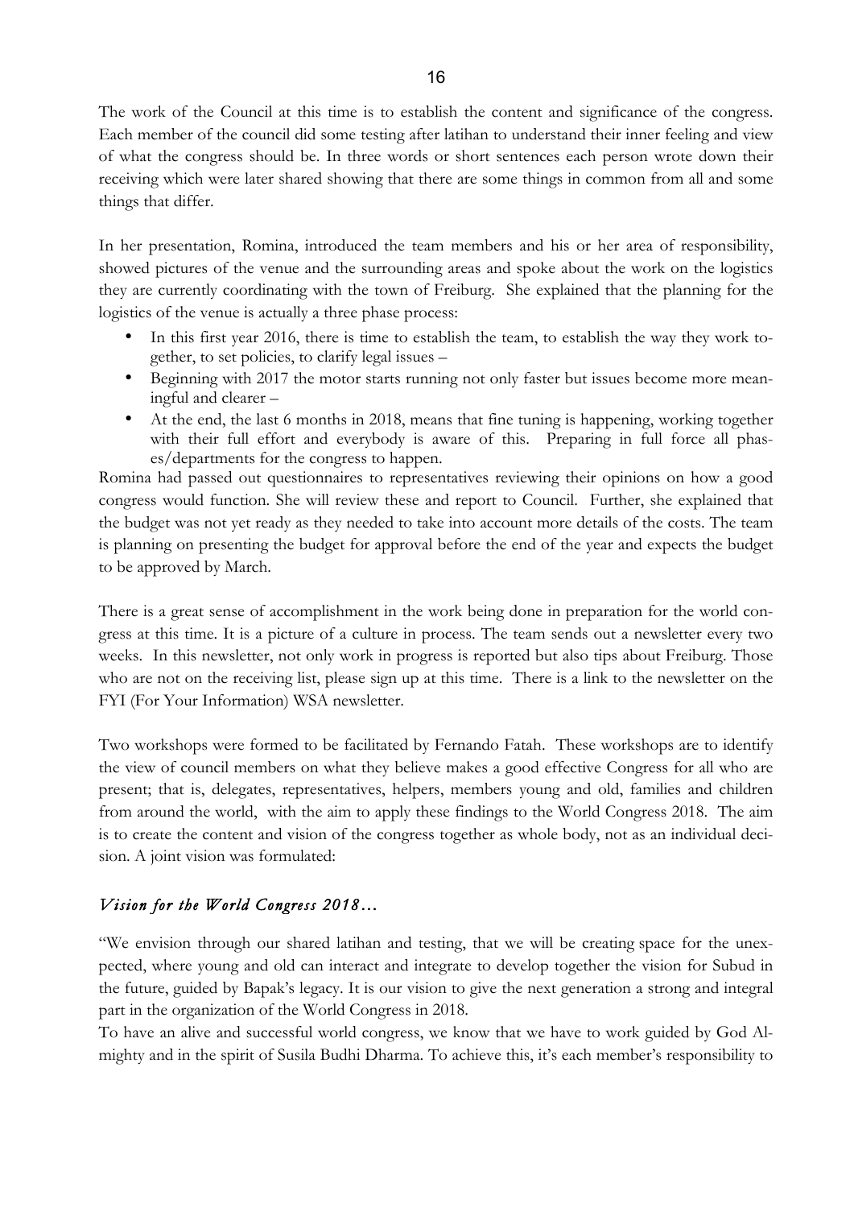The work of the Council at this time is to establish the content and significance of the congress. Each member of the council did some testing after latihan to understand their inner feeling and view of what the congress should be. In three words or short sentences each person wrote down their receiving which were later shared showing that there are some things in common from all and some things that differ.

In her presentation, Romina, introduced the team members and his or her area of responsibility, showed pictures of the venue and the surrounding areas and spoke about the work on the logistics they are currently coordinating with the town of Freiburg. She explained that the planning for the logistics of the venue is actually a three phase process:

- In this first year 2016, there is time to establish the team, to establish the way they work together, to set policies, to clarify legal issues –
- Beginning with 2017 the motor starts running not only faster but issues become more meaningful and clearer –
- At the end, the last 6 months in 2018, means that fine tuning is happening, working together with their full effort and everybody is aware of this. Preparing in full force all phases/departments for the congress to happen.

Romina had passed out questionnaires to representatives reviewing their opinions on how a good congress would function. She will review these and report to Council. Further, she explained that the budget was not yet ready as they needed to take into account more details of the costs. The team is planning on presenting the budget for approval before the end of the year and expects the budget to be approved by March.

There is a great sense of accomplishment in the work being done in preparation for the world congress at this time. It is a picture of a culture in process. The team sends out a newsletter every two weeks. In this newsletter, not only work in progress is reported but also tips about Freiburg. Those who are not on the receiving list, please sign up at this time. There is a link to the newsletter on the FYI (For Your Information) WSA newsletter.

Two workshops were formed to be facilitated by Fernando Fatah. These workshops are to identify the view of council members on what they believe makes a good effective Congress for all who are present; that is, delegates, representatives, helpers, members young and old, families and children from around the world, with the aim to apply these findings to the World Congress 2018. The aim is to create the content and vision of the congress together as whole body, not as an individual decision. A joint vision was formulated:

## *Vision for the World Congress 2018…*

"We envision through our shared latihan and testing, that we will be creating space for the unexpected, where young and old can interact and integrate to develop together the vision for Subud in the future, guided by Bapak's legacy. It is our vision to give the next generation a strong and integral part in the organization of the World Congress in 2018.

To have an alive and successful world congress, we know that we have to work guided by God Almighty and in the spirit of Susila Budhi Dharma. To achieve this, it's each member's responsibility to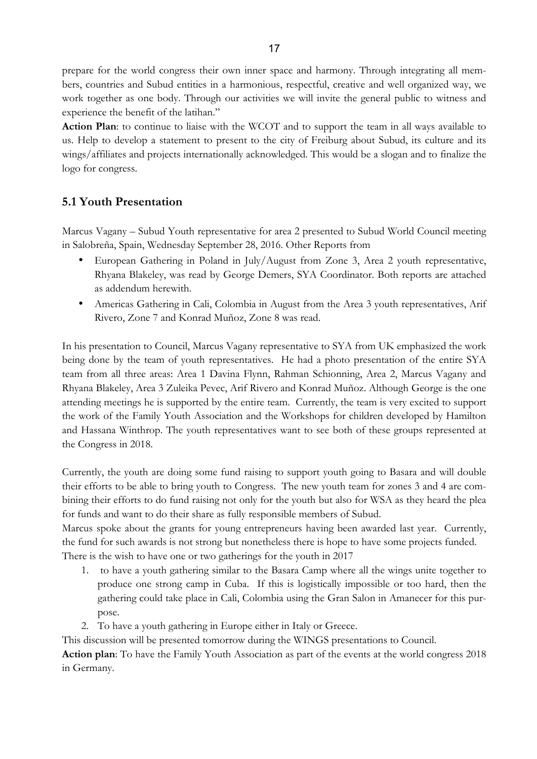prepare for the world congress their own inner space and harmony. Through integrating all members, countries and Subud entities in a harmonious, respectful, creative and well organized way, we work together as one body. Through our activities we will invite the general public to witness and experience the benefit of the latihan."

**Action Plan**: to continue to liaise with the WCOT and to support the team in all ways available to us. Help to develop a statement to present to the city of Freiburg about Subud, its culture and its wings/affiliates and projects internationally acknowledged. This would be a slogan and to finalize the logo for congress.

## 5.1 Youth Presentation

Marcus Vagany – Subud Youth representative for area 2 presented to Subud World Council meeting in Salobreña, Spain, Wednesday September 28, 2016. Other Reports from

- European Gathering in Poland in July/August from Zone 3, Area 2 youth representative, Rhyana Blakeley, was read by George Demers, SYA Coordinator. Both reports are attached as addendum herewith.
- Americas Gathering in Cali, Colombia in August from the Area 3 youth representatives, Arif Rivero, Zone 7 and Konrad Muñoz, Zone 8 was read.

In his presentation to Council, Marcus Vagany representative to SYA from UK emphasized the work being done by the team of youth representatives. He had a photo presentation of the entire SYA team from all three areas: Area 1 Davina Flynn, Rahman Schionning, Area 2, Marcus Vagany and Rhyana Blakeley, Area 3 Zuleika Pevec, Arif Rivero and Konrad Muñoz. Although George is the one attending meetings he is supported by the entire team. Currently, the team is very excited to support the work of the Family Youth Association and the Workshops for children developed by Hamilton and Hassana Winthrop. The youth representatives want to see both of these groups represented at the Congress in 2018.

Currently, the youth are doing some fund raising to support youth going to Basara and will double their efforts to be able to bring youth to Congress. The new youth team for zones 3 and 4 are combining their efforts to do fund raising not only for the youth but also for WSA as they heard the plea for funds and want to do their share as fully responsible members of Subud.

Marcus spoke about the grants for young entrepreneurs having been awarded last year. Currently, the fund for such awards is not strong but nonetheless there is hope to have some projects funded.

There is the wish to have one or two gatherings for the youth in 2017

1. to have a youth gathering similar to the Basara Camp where all the wings unite together to produce one strong camp in Cuba. If this is logistically impossible or too hard, then the gathering could take place in Cali, Colombia using the Gran Salon in Amanecer for this purpose.
2. To have a youth gathering in Europe either in Italy or Greece.

This discussion will be presented tomorrow during the WINGS presentations to Council.

**Action plan**: To have the Family Youth Association as part of the events at the world congress 2018 in Germany.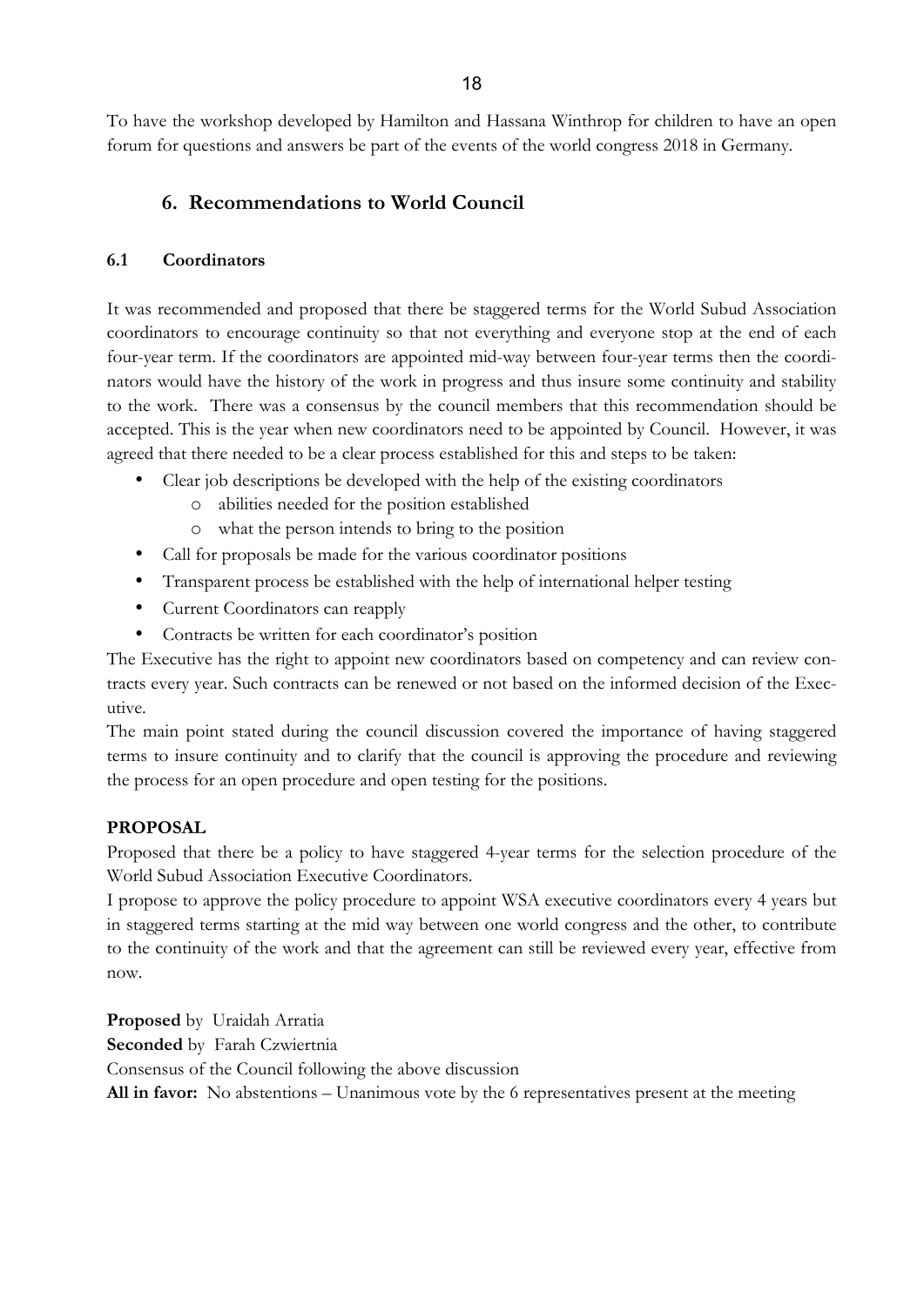To have the workshop developed by Hamilton and Hassana Winthrop for children to have an open forum for questions and answers be part of the events of the world congress 2018 in Germany.

## 6. Recommendations to World Council

### 6.1 Coordinators

It was recommended and proposed that there be staggered terms for the World Subud Association coordinators to encourage continuity so that not everything and everyone stop at the end of each four-year term. If the coordinators are appointed mid-way between four-year terms then the coordinators would have the history of the work in progress and thus insure some continuity and stability to the work. There was a consensus by the council members that this recommendation should be accepted. This is the year when new coordinators need to be appointed by Council. However, it was agreed that there needed to be a clear process established for this and steps to be taken:

- Clear job descriptions be developed with the help of the existing coordinators
  - abilities needed for the position established
  - what the person intends to bring to the position
- Call for proposals be made for the various coordinator positions
- Transparent process be established with the help of international helper testing
- Current Coordinators can reapply
- Contracts be written for each coordinator's position

The Executive has the right to appoint new coordinators based on competency and can review contracts every year. Such contracts can be renewed or not based on the informed decision of the Executive.

The main point stated during the council discussion covered the importance of having staggered terms to insure continuity and to clarify that the council is approving the procedure and reviewing the process for an open procedure and open testing for the positions.

**PROPOSAL**

Proposed that there be a policy to have staggered 4-year terms for the selection procedure of the World Subud Association Executive Coordinators.

I propose to approve the policy procedure to appoint WSA executive coordinators every 4 years but in staggered terms starting at the mid way between one world congress and the other, to contribute to the continuity of the work and that the agreement can still be reviewed every year, effective from now.

**Proposed** by Uraidah Arratia
**Seconded** by Farah Czwiertnia
Consensus of the Council following the above discussion
**All in favor:** No abstentions – Unanimous vote by the 6 representatives present at the meeting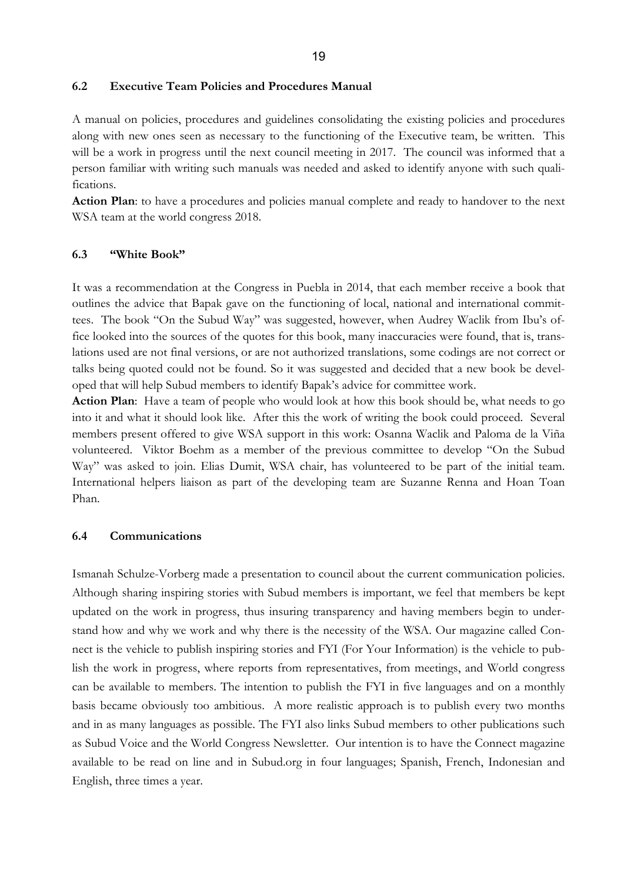### 6.2 Executive Team Policies and Procedures Manual

A manual on policies, procedures and guidelines consolidating the existing policies and procedures along with new ones seen as necessary to the functioning of the Executive team, be written. This will be a work in progress until the next council meeting in 2017. The council was informed that a person familiar with writing such manuals was needed and asked to identify anyone with such qualifications.

**Action Plan**: to have a procedures and policies manual complete and ready to handover to the next WSA team at the world congress 2018.

### 6.3 "White Book"

It was a recommendation at the Congress in Puebla in 2014, that each member receive a book that outlines the advice that Bapak gave on the functioning of local, national and international committees. The book "On the Subud Way" was suggested, however, when Audrey Waclik from Ibu's office looked into the sources of the quotes for this book, many inaccuracies were found, that is, translations used are not final versions, or are not authorized translations, some codings are not correct or talks being quoted could not be found. So it was suggested and decided that a new book be developed that will help Subud members to identify Bapak's advice for committee work.

**Action Plan**: Have a team of people who would look at how this book should be, what needs to go into it and what it should look like. After this the work of writing the book could proceed. Several members present offered to give WSA support in this work: Osanna Waclik and Paloma de la Viña volunteered. Viktor Boehm as a member of the previous committee to develop "On the Subud Way" was asked to join. Elias Dumit, WSA chair, has volunteered to be part of the initial team. International helpers liaison as part of the developing team are Suzanne Renna and Hoan Toan Phan.

### 6.4 Communications

Ismanah Schulze-Vorberg made a presentation to council about the current communication policies. Although sharing inspiring stories with Subud members is important, we feel that members be kept updated on the work in progress, thus insuring transparency and having members begin to understand how and why we work and why there is the necessity of the WSA. Our magazine called Connect is the vehicle to publish inspiring stories and FYI (For Your Information) is the vehicle to publish the work in progress, where reports from representatives, from meetings, and World congress can be available to members. The intention to publish the FYI in five languages and on a monthly basis became obviously too ambitious. A more realistic approach is to publish every two months and in as many languages as possible. The FYI also links Subud members to other publications such as Subud Voice and the World Congress Newsletter. Our intention is to have the Connect magazine available to be read on line and in Subud.org in four languages; Spanish, French, Indonesian and English, three times a year.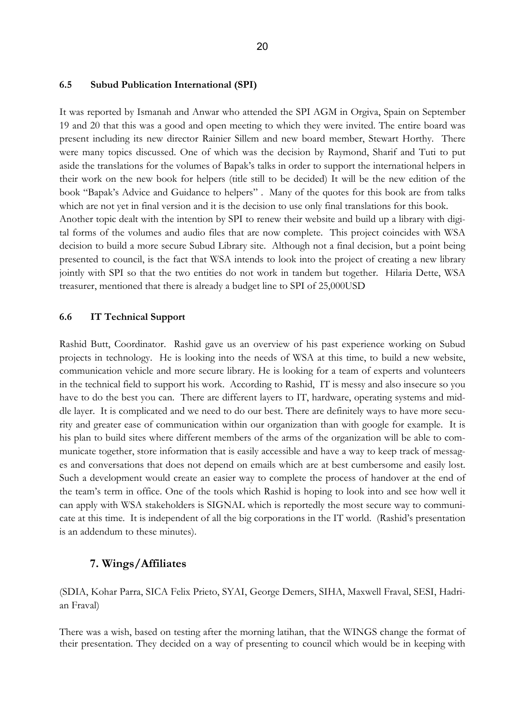### 6.5 Subud Publication International (SPI)

It was reported by Ismanah and Anwar who attended the SPI AGM in Orgiva, Spain on September 19 and 20 that this was a good and open meeting to which they were invited. The entire board was present including its new director Rainier Sillem and new board member, Stewart Horthy. There were many topics discussed. One of which was the decision by Raymond, Sharif and Tuti to put aside the translations for the volumes of Bapak's talks in order to support the international helpers in their work on the new book for helpers (title still to be decided) It will be the new edition of the book "Bapak's Advice and Guidance to helpers" . Many of the quotes for this book are from talks which are not yet in final version and it is the decision to use only final translations for this book. Another topic dealt with the intention by SPI to renew their website and build up a library with digital forms of the volumes and audio files that are now complete. This project coincides with WSA decision to build a more secure Subud Library site. Although not a final decision, but a point being presented to council, is the fact that WSA intends to look into the project of creating a new library jointly with SPI so that the two entities do not work in tandem but together. Hilaria Dette, WSA treasurer, mentioned that there is already a budget line to SPI of 25,000USD

### 6.6 IT Technical Support

Rashid Butt, Coordinator. Rashid gave us an overview of his past experience working on Subud projects in technology. He is looking into the needs of WSA at this time, to build a new website, communication vehicle and more secure library. He is looking for a team of experts and volunteers in the technical field to support his work. According to Rashid, IT is messy and also insecure so you have to do the best you can. There are different layers to IT, hardware, operating systems and middle layer. It is complicated and we need to do our best. There are definitely ways to have more security and greater ease of communication within our organization than with google for example. It is his plan to build sites where different members of the arms of the organization will be able to communicate together, store information that is easily accessible and have a way to keep track of messages and conversations that does not depend on emails which are at best cumbersome and easily lost. Such a development would create an easier way to complete the process of handover at the end of the team's term in office. One of the tools which Rashid is hoping to look into and see how well it can apply with WSA stakeholders is SIGNAL which is reportedly the most secure way to communicate at this time. It is independent of all the big corporations in the IT world. (Rashid's presentation is an addendum to these minutes).

## 7. Wings/Affiliates

(SDIA, Kohar Parra, SICA Felix Prieto, SYAI, George Demers, SIHA, Maxwell Fraval, SESI, Hadrian Fraval)

There was a wish, based on testing after the morning latihan, that the WINGS change the format of their presentation. They decided on a way of presenting to council which would be in keeping with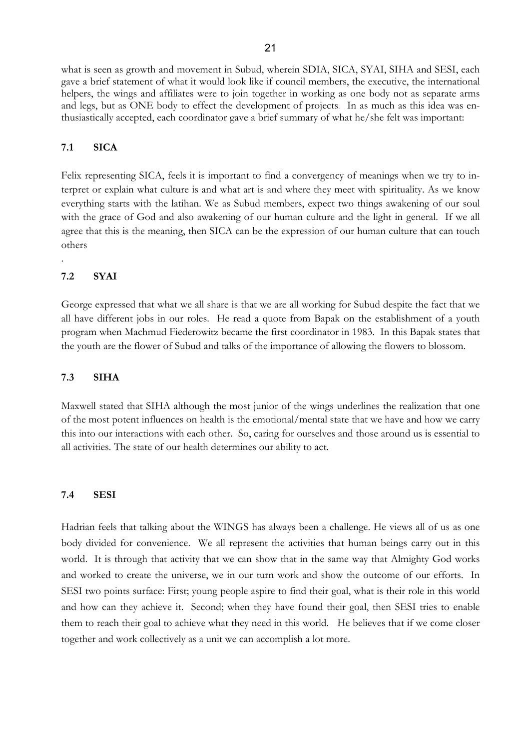what is seen as growth and movement in Subud, wherein SDIA, SICA, SYAI, SIHA and SESI, each gave a brief statement of what it would look like if council members, the executive, the international helpers, the wings and affiliates were to join together in working as one body not as separate arms and legs, but as ONE body to effect the development of projects. In as much as this idea was enthusiastically accepted, each coordinator gave a brief summary of what he/she felt was important:

### 7.1 SICA

Felix representing SICA, feels it is important to find a convergency of meanings when we try to interpret or explain what culture is and what art is and where they meet with spirituality. As we know everything starts with the latihan. We as Subud members, expect two things awakening of our soul with the grace of God and also awakening of our human culture and the light in general. If we all agree that this is the meaning, then SICA can be the expression of our human culture that can touch others

.

### 7.2 SYAI

George expressed that what we all share is that we are all working for Subud despite the fact that we all have different jobs in our roles. He read a quote from Bapak on the establishment of a youth program when Machmud Fiederowitz became the first coordinator in 1983. In this Bapak states that the youth are the flower of Subud and talks of the importance of allowing the flowers to blossom.

### 7.3 SIHA

Maxwell stated that SIHA although the most junior of the wings underlines the realization that one of the most potent influences on health is the emotional/mental state that we have and how we carry this into our interactions with each other. So, caring for ourselves and those around us is essential to all activities. The state of our health determines our ability to act.

### 7.4 SESI

Hadrian feels that talking about the WINGS has always been a challenge. He views all of us as one body divided for convenience. We all represent the activities that human beings carry out in this world. It is through that activity that we can show that in the same way that Almighty God works and worked to create the universe, we in our turn work and show the outcome of our efforts. In SESI two points surface: First; young people aspire to find their goal, what is their role in this world and how can they achieve it. Second; when they have found their goal, then SESI tries to enable them to reach their goal to achieve what they need in this world. He believes that if we come closer together and work collectively as a unit we can accomplish a lot more.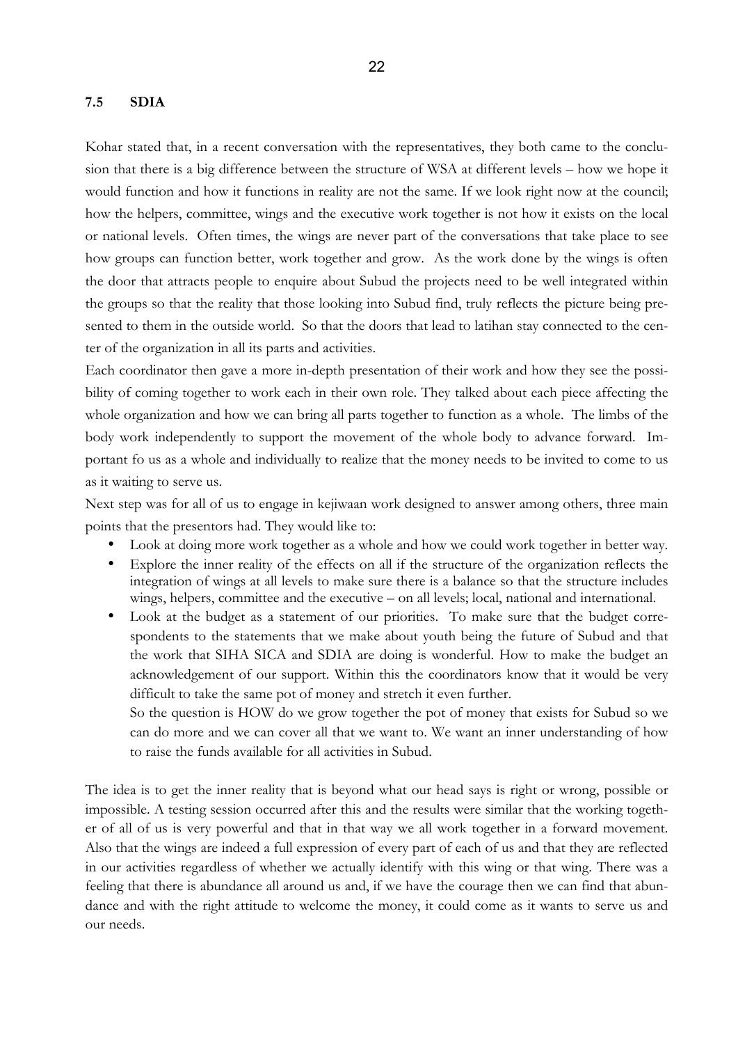### 7.5 SDIA

Kohar stated that, in a recent conversation with the representatives, they both came to the conclusion that there is a big difference between the structure of WSA at different levels – how we hope it would function and how it functions in reality are not the same. If we look right now at the council; how the helpers, committee, wings and the executive work together is not how it exists on the local or national levels. Often times, the wings are never part of the conversations that take place to see how groups can function better, work together and grow. As the work done by the wings is often the door that attracts people to enquire about Subud the projects need to be well integrated within the groups so that the reality that those looking into Subud find, truly reflects the picture being presented to them in the outside world. So that the doors that lead to latihan stay connected to the center of the organization in all its parts and activities.

Each coordinator then gave a more in-depth presentation of their work and how they see the possibility of coming together to work each in their own role. They talked about each piece affecting the whole organization and how we can bring all parts together to function as a whole. The limbs of the body work independently to support the movement of the whole body to advance forward. Important fo us as a whole and individually to realize that the money needs to be invited to come to us as it waiting to serve us.

Next step was for all of us to engage in kejiwaan work designed to answer among others, three main points that the presentors had. They would like to:

- Look at doing more work together as a whole and how we could work together in better way.
- Explore the inner reality of the effects on all if the structure of the organization reflects the integration of wings at all levels to make sure there is a balance so that the structure includes wings, helpers, committee and the executive – on all levels; local, national and international.
- Look at the budget as a statement of our priorities. To make sure that the budget correspondents to the statements that we make about youth being the future of Subud and that the work that SIHA SICA and SDIA are doing is wonderful. How to make the budget an acknowledgement of our support. Within this the coordinators know that it would be very difficult to take the same pot of money and stretch it even further.

  So the question is HOW do we grow together the pot of money that exists for Subud so we can do more and we can cover all that we want to. We want an inner understanding of how to raise the funds available for all activities in Subud.

The idea is to get the inner reality that is beyond what our head says is right or wrong, possible or impossible. A testing session occurred after this and the results were similar that the working together of all of us is very powerful and that in that way we all work together in a forward movement. Also that the wings are indeed a full expression of every part of each of us and that they are reflected in our activities regardless of whether we actually identify with this wing or that wing. There was a feeling that there is abundance all around us and, if we have the courage then we can find that abundance and with the right attitude to welcome the money, it could come as it wants to serve us and our needs.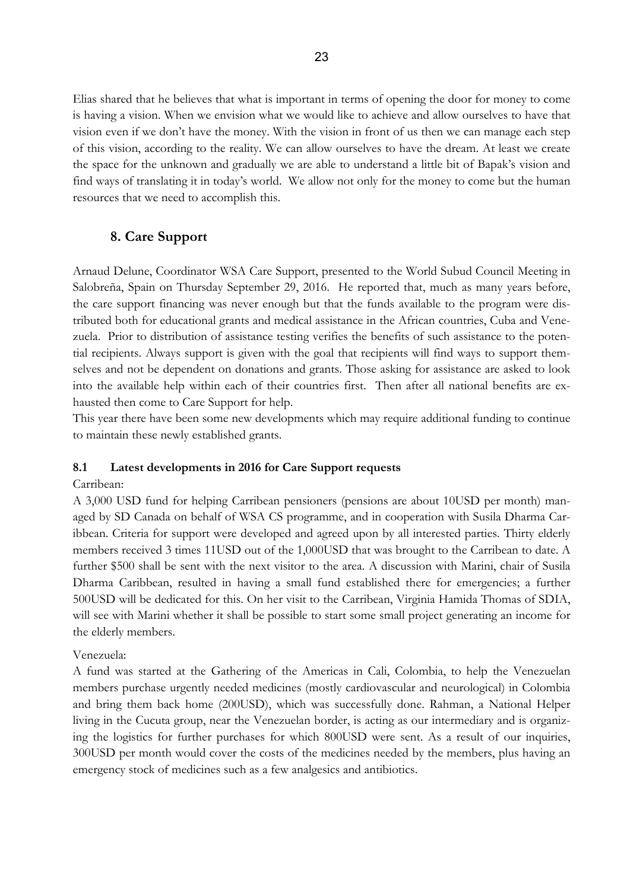Elias shared that he believes that what is important in terms of opening the door for money to come is having a vision. When we envision what we would like to achieve and allow ourselves to have that vision even if we don't have the money. With the vision in front of us then we can manage each step of this vision, according to the reality. We can allow ourselves to have the dream. At least we create the space for the unknown and gradually we are able to understand a little bit of Bapak's vision and find ways of translating it in today's world. We allow not only for the money to come but the human resources that we need to accomplish this.

## 8. Care Support

Arnaud Delune, Coordinator WSA Care Support, presented to the World Subud Council Meeting in Salobreña, Spain on Thursday September 29, 2016. He reported that, much as many years before, the care support financing was never enough but that the funds available to the program were distributed both for educational grants and medical assistance in the African countries, Cuba and Venezuela. Prior to distribution of assistance testing verifies the benefits of such assistance to the potential recipients. Always support is given with the goal that recipients will find ways to support themselves and not be dependent on donations and grants. Those asking for assistance are asked to look into the available help within each of their countries first. Then after all national benefits are exhausted then come to Care Support for help.

This year there have been some new developments which may require additional funding to continue to maintain these newly established grants.

### 8.1 Latest developments in 2016 for Care Support requests

Carribean:

A 3,000 USD fund for helping Carribean pensioners (pensions are about 10USD per month) managed by SD Canada on behalf of WSA CS programme, and in cooperation with Susila Dharma Caribbean. Criteria for support were developed and agreed upon by all interested parties. Thirty elderly members received 3 times 11USD out of the 1,000USD that was brought to the Carribean to date. A further $500 shall be sent with the next visitor to the area. A discussion with Marini, chair of Susila Dharma Caribbean, resulted in having a small fund established there for emergencies; a further 500USD will be dedicated for this. On her visit to the Carribean, Virginia Hamida Thomas of SDIA, will see with Marini whether it shall be possible to start some small project generating an income for the elderly members.

Venezuela:

A fund was started at the Gathering of the Americas in Cali, Colombia, to help the Venezuelan members purchase urgently needed medicines (mostly cardiovascular and neurological) in Colombia and bring them back home (200USD), which was successfully done. Rahman, a National Helper living in the Cucuta group, near the Venezuelan border, is acting as our intermediary and is organizing the logistics for further purchases for which 800USD were sent. As a result of our inquiries, 300USD per month would cover the costs of the medicines needed by the members, plus having an emergency stock of medicines such as a few analgesics and antibiotics.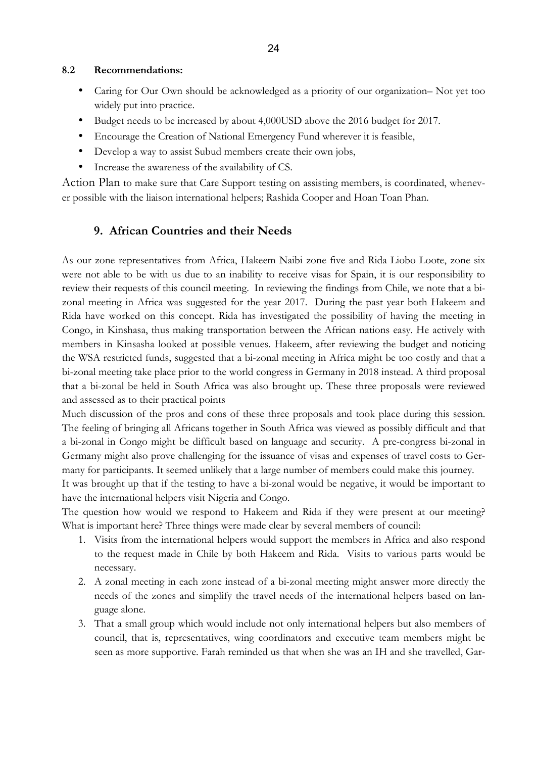### 8.2 Recommendations:

- Caring for Our Own should be acknowledged as a priority of our organization– Not yet too widely put into practice.
- Budget needs to be increased by about 4,000USD above the 2016 budget for 2017.
- Encourage the Creation of National Emergency Fund wherever it is feasible,
- Develop a way to assist Subud members create their own jobs,
- Increase the awareness of the availability of CS.

Action Plan to make sure that Care Support testing on assisting members, is coordinated, whenever possible with the liaison international helpers; Rashida Cooper and Hoan Toan Phan.

## 9. African Countries and their Needs

As our zone representatives from Africa, Hakeem Naibi zone five and Rida Liobo Loote, zone six were not able to be with us due to an inability to receive visas for Spain, it is our responsibility to review their requests of this council meeting. In reviewing the findings from Chile, we note that a bi-zonal meeting in Africa was suggested for the year 2017. During the past year both Hakeem and Rida have worked on this concept. Rida has investigated the possibility of having the meeting in Congo, in Kinshasa, thus making transportation between the African nations easy. He actively with members in Kinsasha looked at possible venues. Hakeem, after reviewing the budget and noticing the WSA restricted funds, suggested that a bi-zonal meeting in Africa might be too costly and that a bi-zonal meeting take place prior to the world congress in Germany in 2018 instead. A third proposal that a bi-zonal be held in South Africa was also brought up. These three proposals were reviewed and assessed as to their practical points

Much discussion of the pros and cons of these three proposals and took place during this session. The feeling of bringing all Africans together in South Africa was viewed as possibly difficult and that a bi-zonal in Congo might be difficult based on language and security. A pre-congress bi-zonal in Germany might also prove challenging for the issuance of visas and expenses of travel costs to Germany for participants. It seemed unlikely that a large number of members could make this journey.

It was brought up that if the testing to have a bi-zonal would be negative, it would be important to have the international helpers visit Nigeria and Congo.

The question how would we respond to Hakeem and Rida if they were present at our meeting? What is important here? Three things were made clear by several members of council:

1. Visits from the international helpers would support the members in Africa and also respond to the request made in Chile by both Hakeem and Rida. Visits to various parts would be necessary.
2. A zonal meeting in each zone instead of a bi-zonal meeting might answer more directly the needs of the zones and simplify the travel needs of the international helpers based on language alone.
3. That a small group which would include not only international helpers but also members of council, that is, representatives, wing coordinators and executive team members might be seen as more supportive. Farah reminded us that when she was an IH and she travelled, Gar-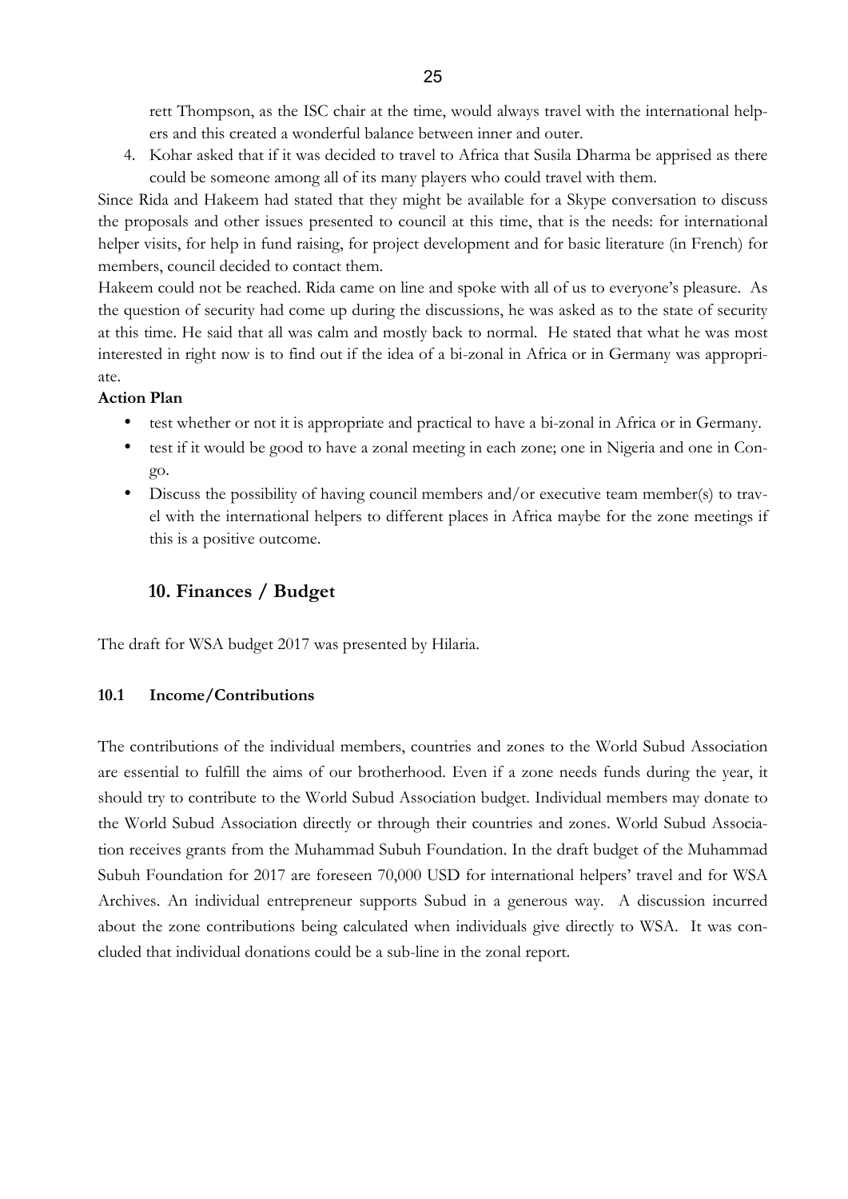rett Thompson, as the ISC chair at the time, would always travel with the international helpers and this created a wonderful balance between inner and outer.

4. Kohar asked that if it was decided to travel to Africa that Susila Dharma be apprised as there could be someone among all of its many players who could travel with them.

Since Rida and Hakeem had stated that they might be available for a Skype conversation to discuss the proposals and other issues presented to council at this time, that is the needs: for international helper visits, for help in fund raising, for project development and for basic literature (in French) for members, council decided to contact them.

Hakeem could not be reached. Rida came on line and spoke with all of us to everyone's pleasure. As the question of security had come up during the discussions, he was asked as to the state of security at this time. He said that all was calm and mostly back to normal. He stated that what he was most interested in right now is to find out if the idea of a bi-zonal in Africa or in Germany was appropriate.

**Action Plan**

- test whether or not it is appropriate and practical to have a bi-zonal in Africa or in Germany.
- test if it would be good to have a zonal meeting in each zone; one in Nigeria and one in Congo.
- Discuss the possibility of having council members and/or executive team member(s) to travel with the international helpers to different places in Africa maybe for the zone meetings if this is a positive outcome.

## 10. Finances / Budget

The draft for WSA budget 2017 was presented by Hilaria.

### 10.1 Income/Contributions

The contributions of the individual members, countries and zones to the World Subud Association are essential to fulfill the aims of our brotherhood. Even if a zone needs funds during the year, it should try to contribute to the World Subud Association budget. Individual members may donate to the World Subud Association directly or through their countries and zones. World Subud Association receives grants from the Muhammad Subuh Foundation. In the draft budget of the Muhammad Subuh Foundation for 2017 are foreseen 70,000 USD for international helpers' travel and for WSA Archives. An individual entrepreneur supports Subud in a generous way. A discussion incurred about the zone contributions being calculated when individuals give directly to WSA. It was concluded that individual donations could be a sub-line in the zonal report.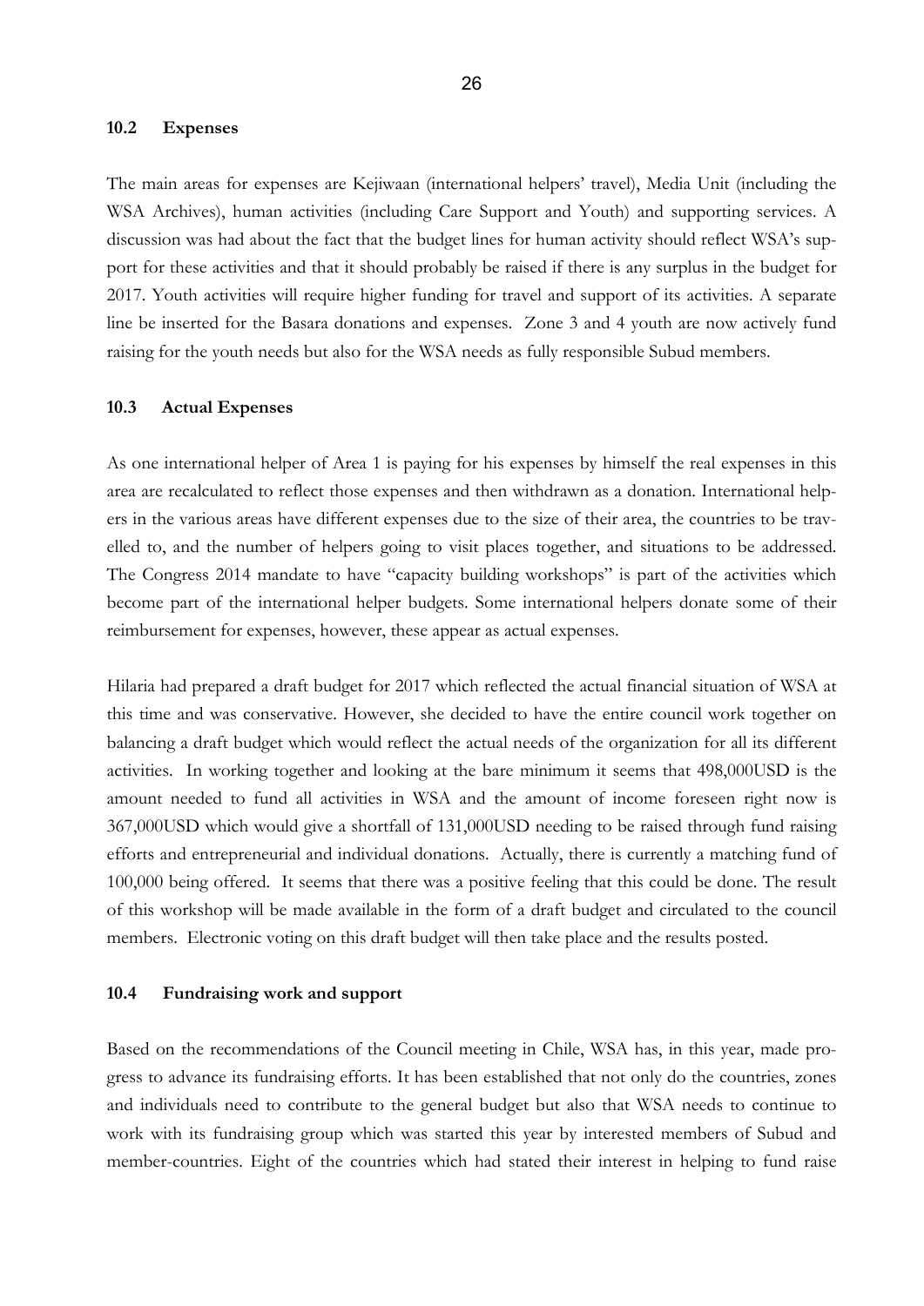### 10.2 Expenses

The main areas for expenses are Kejiwaan (international helpers' travel), Media Unit (including the WSA Archives), human activities (including Care Support and Youth) and supporting services. A discussion was had about the fact that the budget lines for human activity should reflect WSA's support for these activities and that it should probably be raised if there is any surplus in the budget for 2017. Youth activities will require higher funding for travel and support of its activities. A separate line be inserted for the Basara donations and expenses. Zone 3 and 4 youth are now actively fund raising for the youth needs but also for the WSA needs as fully responsible Subud members.

### 10.3 Actual Expenses

As one international helper of Area 1 is paying for his expenses by himself the real expenses in this area are recalculated to reflect those expenses and then withdrawn as a donation. International helpers in the various areas have different expenses due to the size of their area, the countries to be travelled to, and the number of helpers going to visit places together, and situations to be addressed. The Congress 2014 mandate to have "capacity building workshops" is part of the activities which become part of the international helper budgets. Some international helpers donate some of their reimbursement for expenses, however, these appear as actual expenses.

Hilaria had prepared a draft budget for 2017 which reflected the actual financial situation of WSA at this time and was conservative. However, she decided to have the entire council work together on balancing a draft budget which would reflect the actual needs of the organization for all its different activities. In working together and looking at the bare minimum it seems that 498,000USD is the amount needed to fund all activities in WSA and the amount of income foreseen right now is 367,000USD which would give a shortfall of 131,000USD needing to be raised through fund raising efforts and entrepreneurial and individual donations. Actually, there is currently a matching fund of 100,000 being offered. It seems that there was a positive feeling that this could be done. The result of this workshop will be made available in the form of a draft budget and circulated to the council members. Electronic voting on this draft budget will then take place and the results posted.

### 10.4 Fundraising work and support

Based on the recommendations of the Council meeting in Chile, WSA has, in this year, made progress to advance its fundraising efforts. It has been established that not only do the countries, zones and individuals need to contribute to the general budget but also that WSA needs to continue to work with its fundraising group which was started this year by interested members of Subud and member-countries. Eight of the countries which had stated their interest in helping to fund raise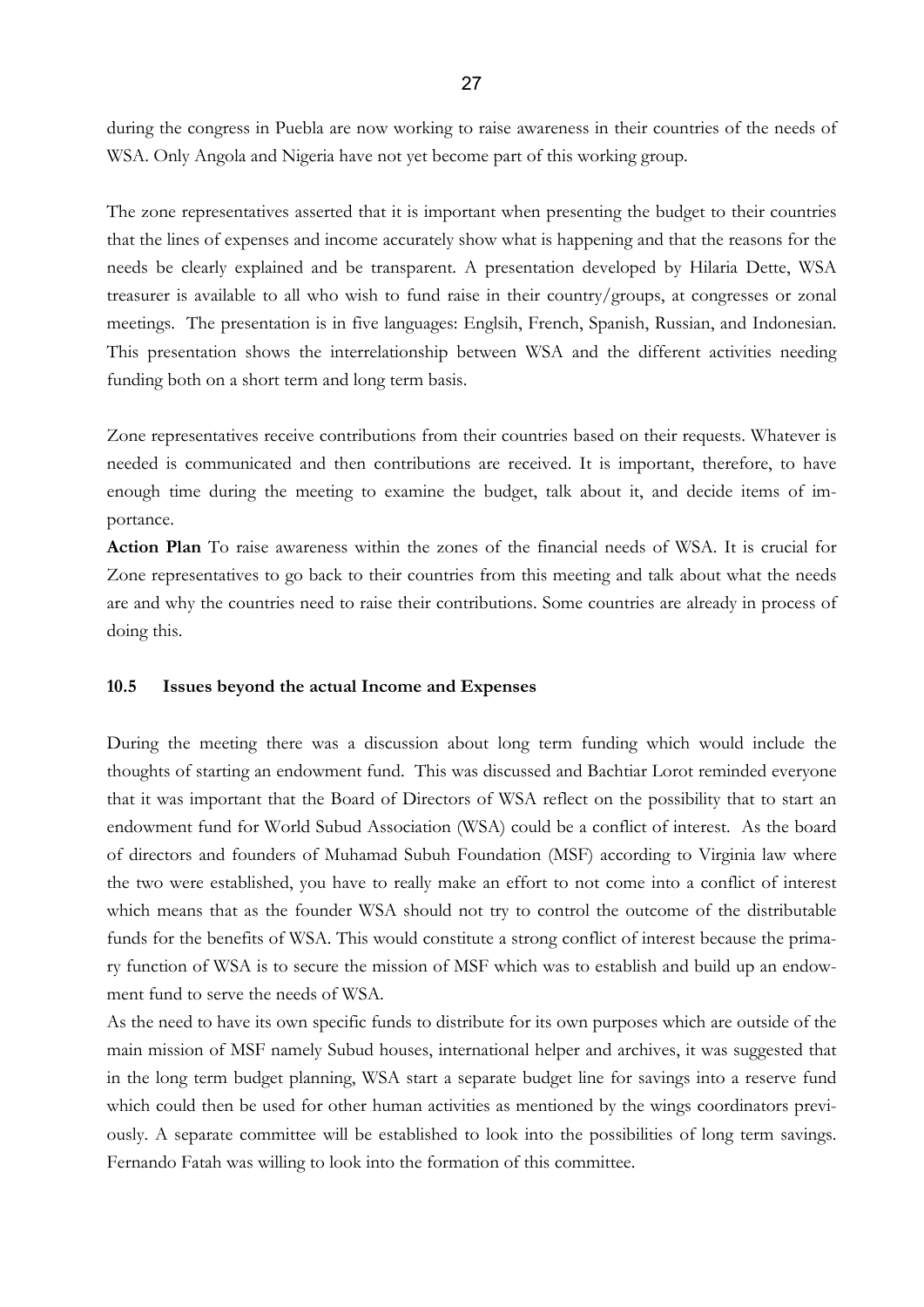during the congress in Puebla are now working to raise awareness in their countries of the needs of WSA. Only Angola and Nigeria have not yet become part of this working group.

The zone representatives asserted that it is important when presenting the budget to their countries that the lines of expenses and income accurately show what is happening and that the reasons for the needs be clearly explained and be transparent. A presentation developed by Hilaria Dette, WSA treasurer is available to all who wish to fund raise in their country/groups, at congresses or zonal meetings. The presentation is in five languages: Englsih, French, Spanish, Russian, and Indonesian. This presentation shows the interrelationship between WSA and the different activities needing funding both on a short term and long term basis.

Zone representatives receive contributions from their countries based on their requests. Whatever is needed is communicated and then contributions are received. It is important, therefore, to have enough time during the meeting to examine the budget, talk about it, and decide items of importance.

**Action Plan** To raise awareness within the zones of the financial needs of WSA. It is crucial for Zone representatives to go back to their countries from this meeting and talk about what the needs are and why the countries need to raise their contributions. Some countries are already in process of doing this.

### 10.5 Issues beyond the actual Income and Expenses

During the meeting there was a discussion about long term funding which would include the thoughts of starting an endowment fund. This was discussed and Bachtiar Lorot reminded everyone that it was important that the Board of Directors of WSA reflect on the possibility that to start an endowment fund for World Subud Association (WSA) could be a conflict of interest. As the board of directors and founders of Muhamad Subuh Foundation (MSF) according to Virginia law where the two were established, you have to really make an effort to not come into a conflict of interest which means that as the founder WSA should not try to control the outcome of the distributable funds for the benefits of WSA. This would constitute a strong conflict of interest because the primary function of WSA is to secure the mission of MSF which was to establish and build up an endowment fund to serve the needs of WSA.

As the need to have its own specific funds to distribute for its own purposes which are outside of the main mission of MSF namely Subud houses, international helper and archives, it was suggested that in the long term budget planning, WSA start a separate budget line for savings into a reserve fund which could then be used for other human activities as mentioned by the wings coordinators previously. A separate committee will be established to look into the possibilities of long term savings. Fernando Fatah was willing to look into the formation of this committee.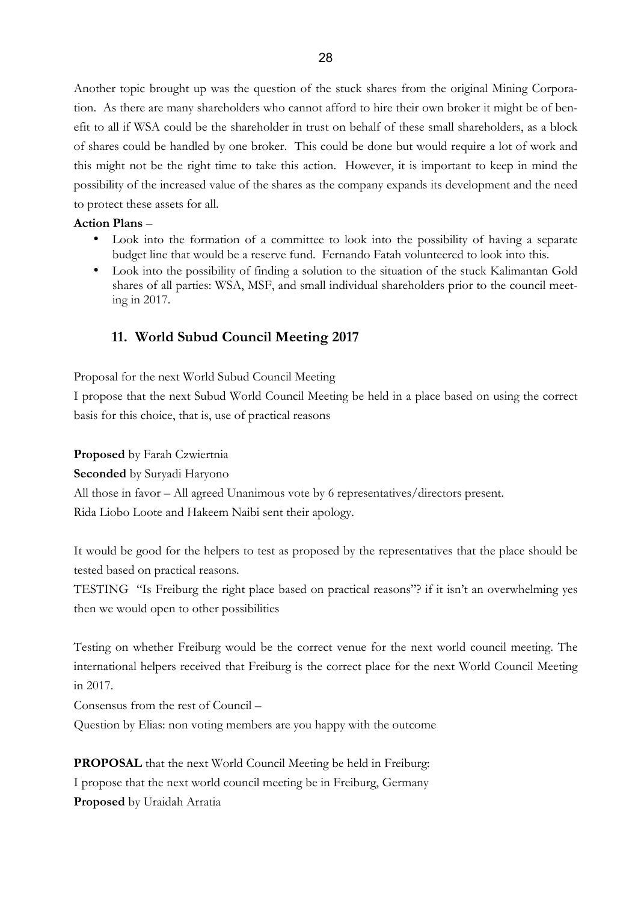Another topic brought up was the question of the stuck shares from the original Mining Corporation. As there are many shareholders who cannot afford to hire their own broker it might be of benefit to all if WSA could be the shareholder in trust on behalf of these small shareholders, as a block of shares could be handled by one broker. This could be done but would require a lot of work and this might not be the right time to take this action. However, it is important to keep in mind the possibility of the increased value of the shares as the company expands its development and the need to protect these assets for all.

**Action Plans** –

- Look into the formation of a committee to look into the possibility of having a separate budget line that would be a reserve fund. Fernando Fatah volunteered to look into this.
- Look into the possibility of finding a solution to the situation of the stuck Kalimantan Gold shares of all parties: WSA, MSF, and small individual shareholders prior to the council meeting in 2017.

## 11. World Subud Council Meeting 2017

Proposal for the next World Subud Council Meeting

I propose that the next Subud World Council Meeting be held in a place based on using the correct basis for this choice, that is, use of practical reasons

**Proposed** by Farah Czwiertnia

**Seconded** by Suryadi Haryono

All those in favor – All agreed Unanimous vote by 6 representatives/directors present.

Rida Liobo Loote and Hakeem Naibi sent their apology.

It would be good for the helpers to test as proposed by the representatives that the place should be tested based on practical reasons.

TESTING "Is Freiburg the right place based on practical reasons"? if it isn't an overwhelming yes then we would open to other possibilities

Testing on whether Freiburg would be the correct venue for the next world council meeting. The international helpers received that Freiburg is the correct place for the next World Council Meeting in 2017.

Consensus from the rest of Council –

Question by Elias: non voting members are you happy with the outcome

**PROPOSAL** that the next World Council Meeting be held in Freiburg:

I propose that the next world council meeting be in Freiburg, Germany

**Proposed** by Uraidah Arratia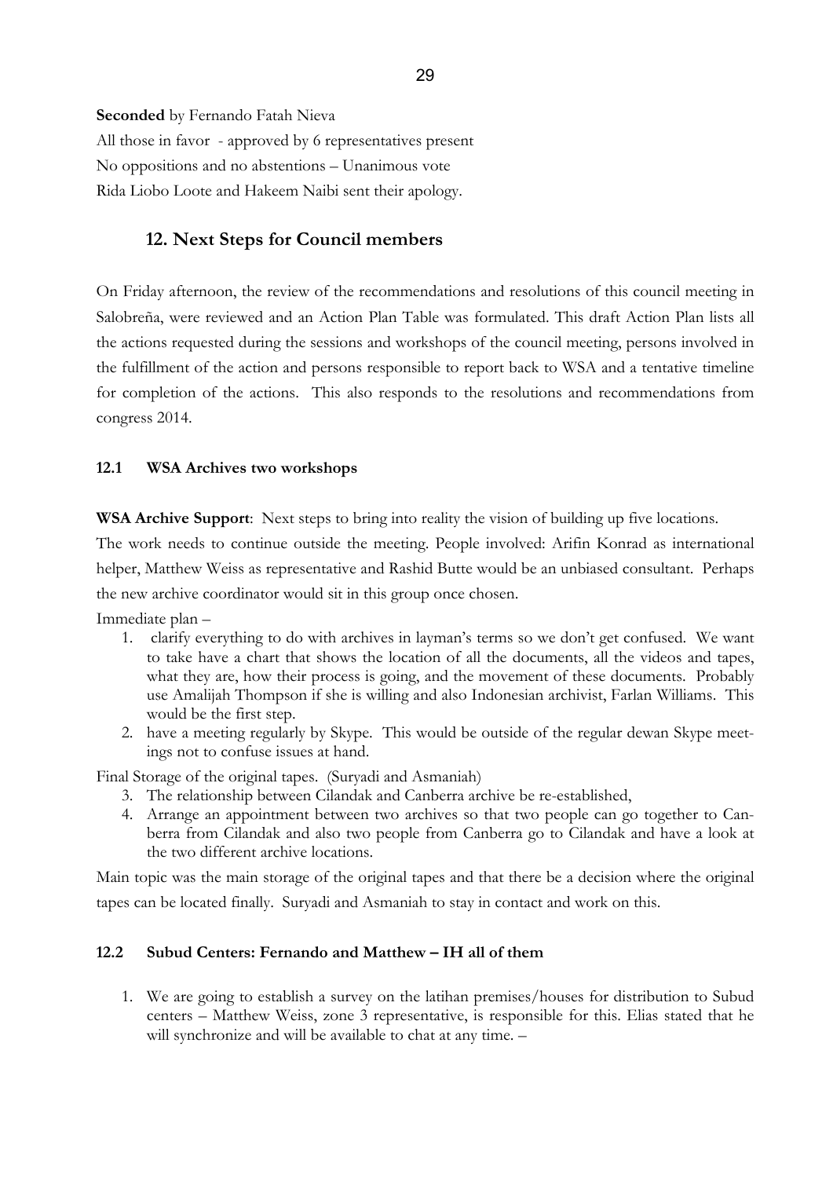**Seconded** by Fernando Fatah Nieva

All those in favor - approved by 6 representatives present

No oppositions and no abstentions – Unanimous vote

Rida Liobo Loote and Hakeem Naibi sent their apology.

## 12. Next Steps for Council members

On Friday afternoon, the review of the recommendations and resolutions of this council meeting in Salobreña, were reviewed and an Action Plan Table was formulated. This draft Action Plan lists all the actions requested during the sessions and workshops of the council meeting, persons involved in the fulfillment of the action and persons responsible to report back to WSA and a tentative timeline for completion of the actions. This also responds to the resolutions and recommendations from congress 2014.

### 12.1 WSA Archives two workshops

**WSA Archive Support**: Next steps to bring into reality the vision of building up five locations.

The work needs to continue outside the meeting. People involved: Arifin Konrad as international helper, Matthew Weiss as representative and Rashid Butte would be an unbiased consultant. Perhaps the new archive coordinator would sit in this group once chosen.

Immediate plan –

1. clarify everything to do with archives in layman's terms so we don't get confused. We want to take have a chart that shows the location of all the documents, all the videos and tapes, what they are, how their process is going, and the movement of these documents. Probably use Amalijah Thompson if she is willing and also Indonesian archivist, Farlan Williams. This would be the first step.
2. have a meeting regularly by Skype. This would be outside of the regular dewan Skype meetings not to confuse issues at hand.

Final Storage of the original tapes. (Suryadi and Asmaniah)

3. The relationship between Cilandak and Canberra archive be re-established,
4. Arrange an appointment between two archives so that two people can go together to Canberra from Cilandak and also two people from Canberra go to Cilandak and have a look at the two different archive locations.

Main topic was the main storage of the original tapes and that there be a decision where the original tapes can be located finally. Suryadi and Asmaniah to stay in contact and work on this.

### 12.2 Subud Centers: Fernando and Matthew – IH all of them

1. We are going to establish a survey on the latihan premises/houses for distribution to Subud centers – Matthew Weiss, zone 3 representative, is responsible for this. Elias stated that he will synchronize and will be available to chat at any time. –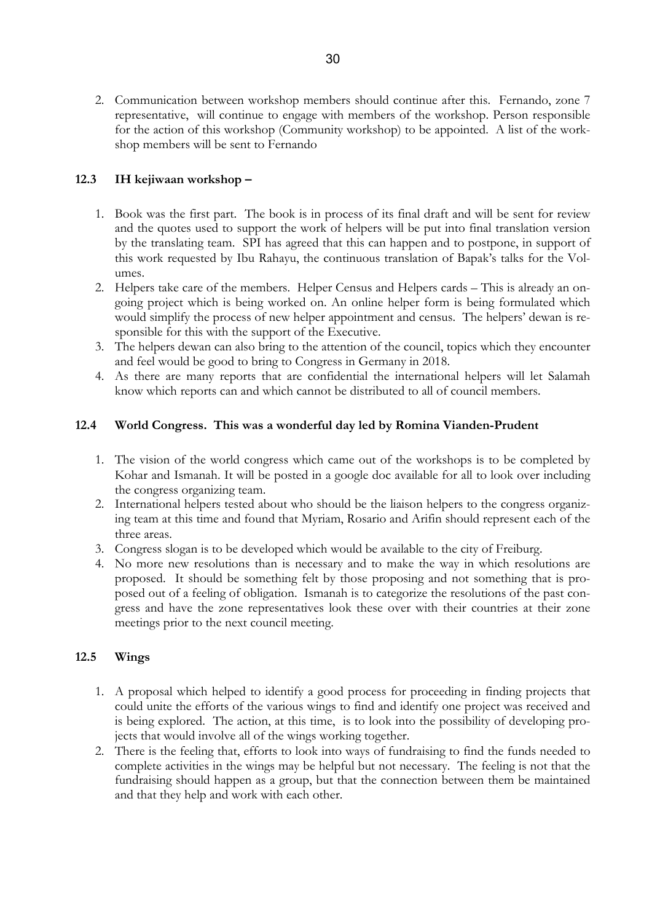2. Communication between workshop members should continue after this. Fernando, zone 7 representative, will continue to engage with members of the workshop. Person responsible for the action of this workshop (Community workshop) to be appointed. A list of the workshop members will be sent to Fernando

### 12.3 IH kejiwaan workshop –

1. Book was the first part. The book is in process of its final draft and will be sent for review and the quotes used to support the work of helpers will be put into final translation version by the translating team. SPI has agreed that this can happen and to postpone, in support of this work requested by Ibu Rahayu, the continuous translation of Bapak's talks for the Volumes.
2. Helpers take care of the members. Helper Census and Helpers cards – This is already an ongoing project which is being worked on. An online helper form is being formulated which would simplify the process of new helper appointment and census. The helpers' dewan is responsible for this with the support of the Executive.
3. The helpers dewan can also bring to the attention of the council, topics which they encounter and feel would be good to bring to Congress in Germany in 2018.
4. As there are many reports that are confidential the international helpers will let Salamah know which reports can and which cannot be distributed to all of council members.

### 12.4 World Congress. This was a wonderful day led by Romina Vianden-Prudent

1. The vision of the world congress which came out of the workshops is to be completed by Kohar and Ismanah. It will be posted in a google doc available for all to look over including the congress organizing team.
2. International helpers tested about who should be the liaison helpers to the congress organizing team at this time and found that Myriam, Rosario and Arifin should represent each of the three areas.
3. Congress slogan is to be developed which would be available to the city of Freiburg.
4. No more new resolutions than is necessary and to make the way in which resolutions are proposed. It should be something felt by those proposing and not something that is proposed out of a feeling of obligation. Ismanah is to categorize the resolutions of the past congress and have the zone representatives look these over with their countries at their zone meetings prior to the next council meeting.

### 12.5 Wings

1. A proposal which helped to identify a good process for proceeding in finding projects that could unite the efforts of the various wings to find and identify one project was received and is being explored. The action, at this time, is to look into the possibility of developing projects that would involve all of the wings working together.
2. There is the feeling that, efforts to look into ways of fundraising to find the funds needed to complete activities in the wings may be helpful but not necessary. The feeling is not that the fundraising should happen as a group, but that the connection between them be maintained and that they help and work with each other.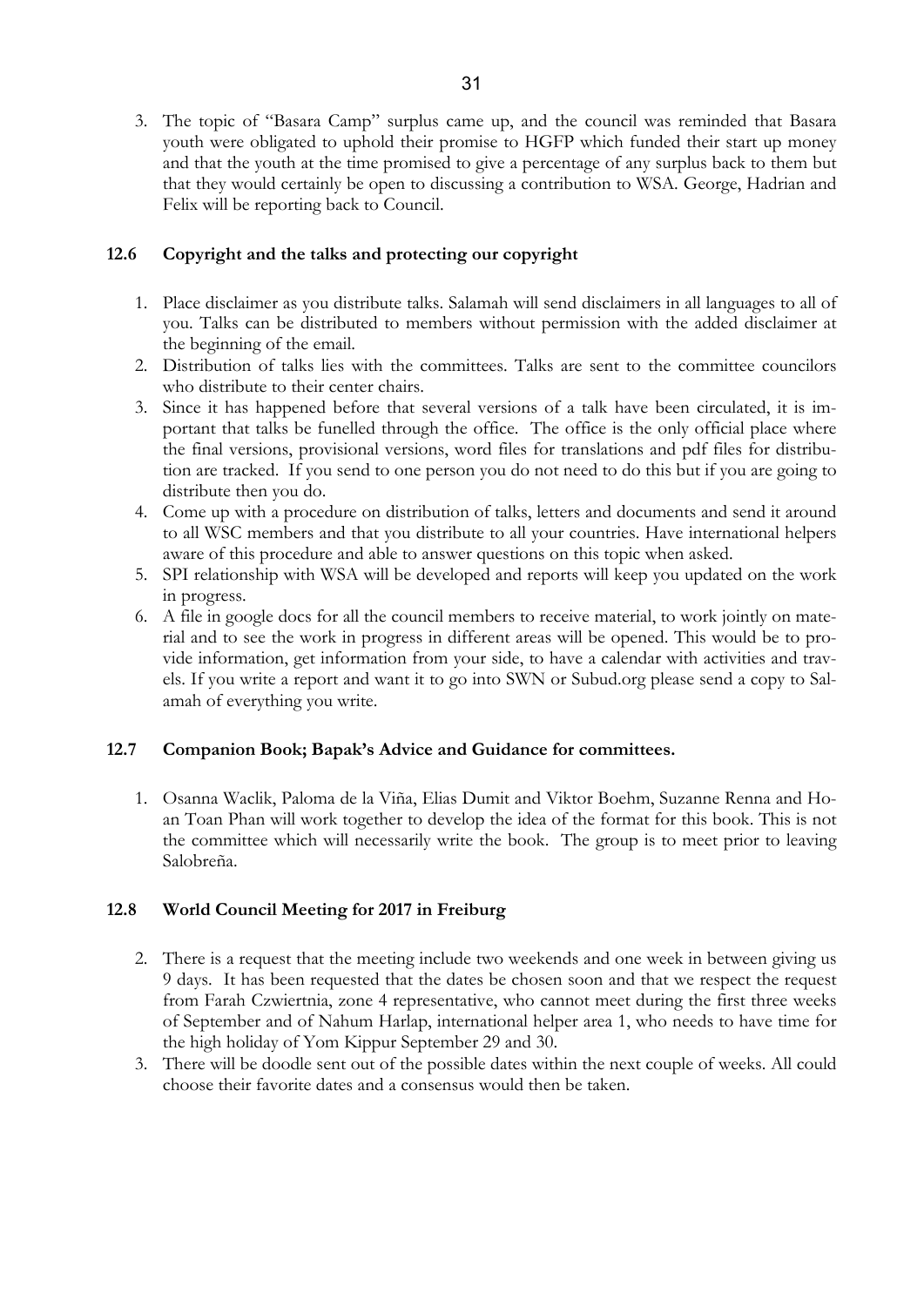3. The topic of "Basara Camp" surplus came up, and the council was reminded that Basara youth were obligated to uphold their promise to HGFP which funded their start up money and that the youth at the time promised to give a percentage of any surplus back to them but that they would certainly be open to discussing a contribution to WSA. George, Hadrian and Felix will be reporting back to Council.

### 12.6 Copyright and the talks and protecting our copyright

1. Place disclaimer as you distribute talks. Salamah will send disclaimers in all languages to all of you. Talks can be distributed to members without permission with the added disclaimer at the beginning of the email.
2. Distribution of talks lies with the committees. Talks are sent to the committee councilors who distribute to their center chairs.
3. Since it has happened before that several versions of a talk have been circulated, it is important that talks be funelled through the office. The office is the only official place where the final versions, provisional versions, word files for translations and pdf files for distribution are tracked. If you send to one person you do not need to do this but if you are going to distribute then you do.
4. Come up with a procedure on distribution of talks, letters and documents and send it around to all WSC members and that you distribute to all your countries. Have international helpers aware of this procedure and able to answer questions on this topic when asked.
5. SPI relationship with WSA will be developed and reports will keep you updated on the work in progress.
6. A file in google docs for all the council members to receive material, to work jointly on material and to see the work in progress in different areas will be opened. This would be to provide information, get information from your side, to have a calendar with activities and travels. If you write a report and want it to go into SWN or Subud.org please send a copy to Salamah of everything you write.

### 12.7 Companion Book; Bapak's Advice and Guidance for committees.

1. Osanna Waclik, Paloma de la Viña, Elias Dumit and Viktor Boehm, Suzanne Renna and Hoan Toan Phan will work together to develop the idea of the format for this book. This is not the committee which will necessarily write the book. The group is to meet prior to leaving Salobreña.

### 12.8 World Council Meeting for 2017 in Freiburg

2. There is a request that the meeting include two weekends and one week in between giving us 9 days. It has been requested that the dates be chosen soon and that we respect the request from Farah Czwiertnia, zone 4 representative, who cannot meet during the first three weeks of September and of Nahum Harlap, international helper area 1, who needs to have time for the high holiday of Yom Kippur September 29 and 30.
3. There will be doodle sent out of the possible dates within the next couple of weeks. All could choose their favorite dates and a consensus would then be taken.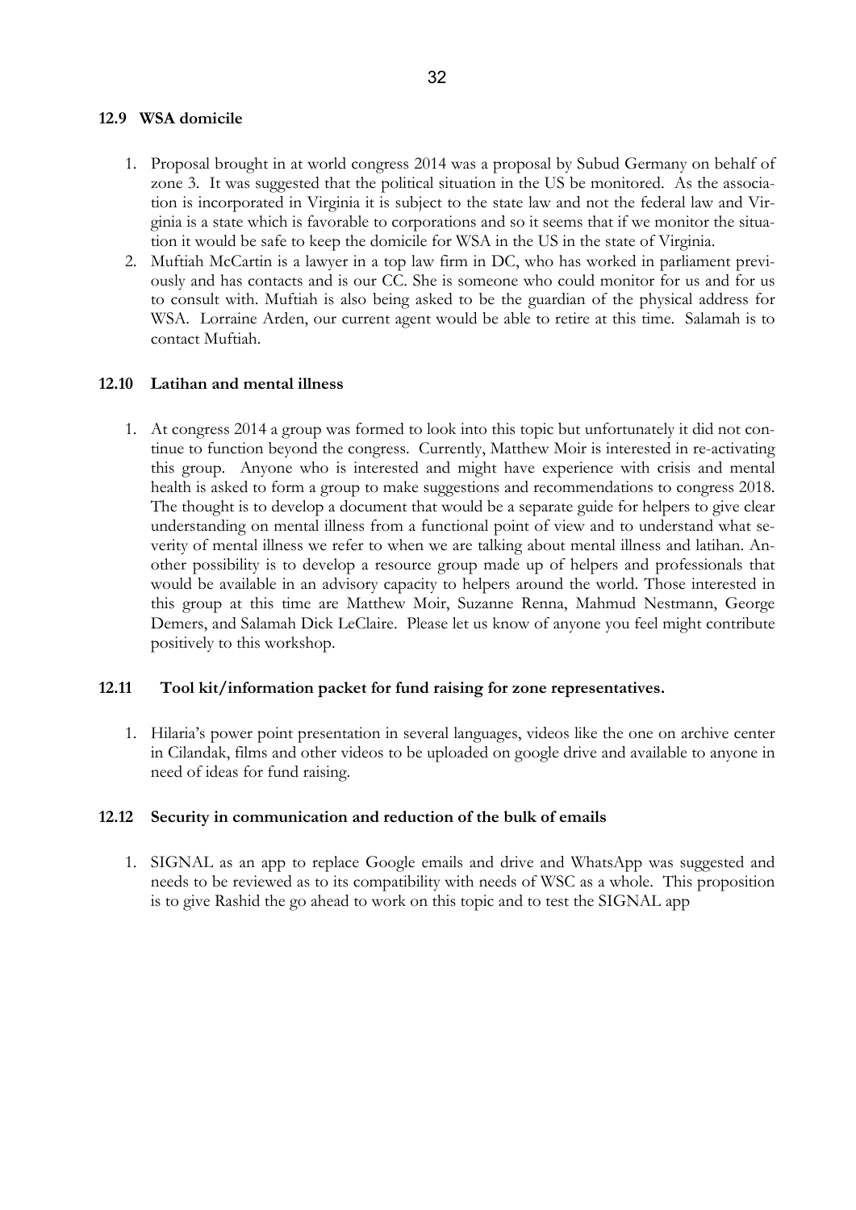### 12.9 WSA domicile

1. Proposal brought in at world congress 2014 was a proposal by Subud Germany on behalf of zone 3. It was suggested that the political situation in the US be monitored. As the association is incorporated in Virginia it is subject to the state law and not the federal law and Virginia is a state which is favorable to corporations and so it seems that if we monitor the situation it would be safe to keep the domicile for WSA in the US in the state of Virginia.
2. Muftiah McCartin is a lawyer in a top law firm in DC, who has worked in parliament previously and has contacts and is our CC. She is someone who could monitor for us and for us to consult with. Muftiah is also being asked to be the guardian of the physical address for WSA. Lorraine Arden, our current agent would be able to retire at this time. Salamah is to contact Muftiah.

### 12.10 Latihan and mental illness

1. At congress 2014 a group was formed to look into this topic but unfortunately it did not continue to function beyond the congress. Currently, Matthew Moir is interested in re-activating this group. Anyone who is interested and might have experience with crisis and mental health is asked to form a group to make suggestions and recommendations to congress 2018. The thought is to develop a document that would be a separate guide for helpers to give clear understanding on mental illness from a functional point of view and to understand what severity of mental illness we refer to when we are talking about mental illness and latihan. Another possibility is to develop a resource group made up of helpers and professionals that would be available in an advisory capacity to helpers around the world. Those interested in this group at this time are Matthew Moir, Suzanne Renna, Mahmud Nestmann, George Demers, and Salamah Dick LeClaire. Please let us know of anyone you feel might contribute positively to this workshop.

### 12.11 Tool kit/information packet for fund raising for zone representatives.

1. Hilaria's power point presentation in several languages, videos like the one on archive center in Cilandak, films and other videos to be uploaded on google drive and available to anyone in need of ideas for fund raising.

### 12.12 Security in communication and reduction of the bulk of emails

1. SIGNAL as an app to replace Google emails and drive and WhatsApp was suggested and needs to be reviewed as to its compatibility with needs of WSC as a whole. This proposition is to give Rashid the go ahead to work on this topic and to test the SIGNAL app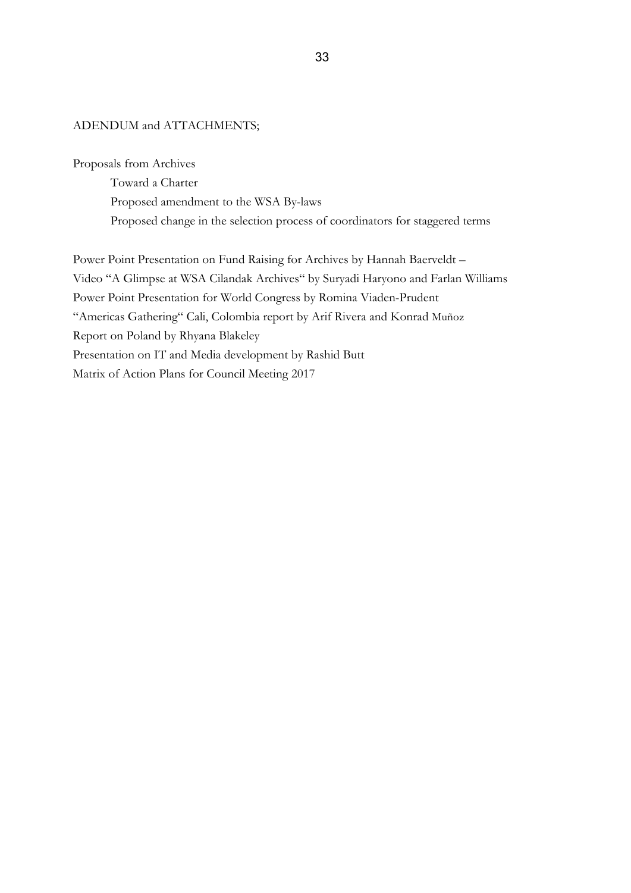ADENDUM and ATTACHMENTS;

Proposals from Archives

- Toward a Charter
- Proposed amendment to the WSA By-laws
- Proposed change in the selection process of coordinators for staggered terms

Power Point Presentation on Fund Raising for Archives by Hannah Baerveldt –
Video "A Glimpse at WSA Cilandak Archives" by Suryadi Haryono and Farlan Williams
Power Point Presentation for World Congress by Romina Viaden-Prudent
"Americas Gathering" Cali, Colombia report by Arif Rivera and Konrad Muñoz
Report on Poland by Rhyana Blakeley
Presentation on IT and Media development by Rashid Butt
Matrix of Action Plans for Council Meeting 2017